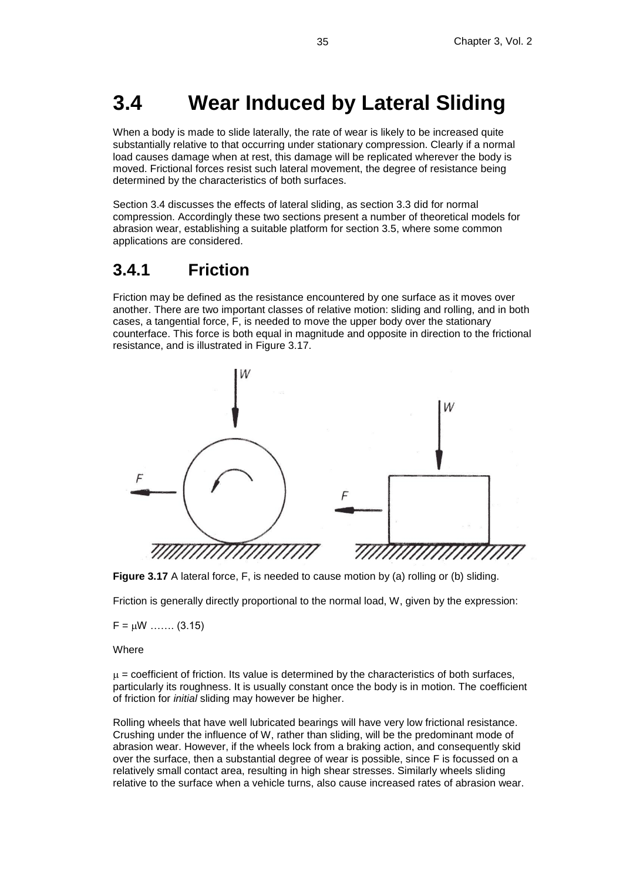# 3.4 Wear Induced by Lateral Sliding

When a body is made to slide laterally, the rate of wear is likely to be increased quite substantially relative to that occurring under stationary compression. Clearly if a normal load causes damage when at rest, this damage will be replicated wherever the body is moved. Frictional forces resist such lateral movement, the degree of resistance being determined by the characteristics of both surfaces.

Section 3.4 discusses the effects of lateral sliding, as section 3.3 did for normal compression. Accordingly these two sections present a number of theoretical models for abrasion wear, establishing a suitable platform for section 3.5, where some common applications are considered.

## 3.4.1 Friction

Friction may be defined as the resistance encountered by one surface as it moves over another. There are two important classes of relative motion: sliding and rolling, and in both cases, a tangential force, F, is needed to move the upper body over the stationary counterface. This force is both equal in magnitude and opposite in direction to the frictional resistance, and is illustrated in Figure 3.17.

**Figure 3.17** A lateral force, F, is needed to cause motion by (a) rolling or (b) sliding.

Friction is generally directly proportional to the normal load, W, given by the expression:

$F = \mu W$ ……. (3.15)

Where

$\mu$ = coefficient of friction. Its value is determined by the characteristics of both surfaces, particularly its roughness. It is usually constant once the body is in motion. The coefficient of friction for *initial* sliding may however be higher.

Rolling wheels that have well lubricated bearings will have very low frictional resistance. Crushing under the influence of W, rather than sliding, will be the predominant mode of abrasion wear. However, if the wheels lock from a braking action, and consequently skid over the surface, then a substantial degree of wear is possible, since F is focussed on a relatively small contact area, resulting in high shear stresses. Similarly wheels sliding relative to the surface when a vehicle turns, also cause increased rates of abrasion wear.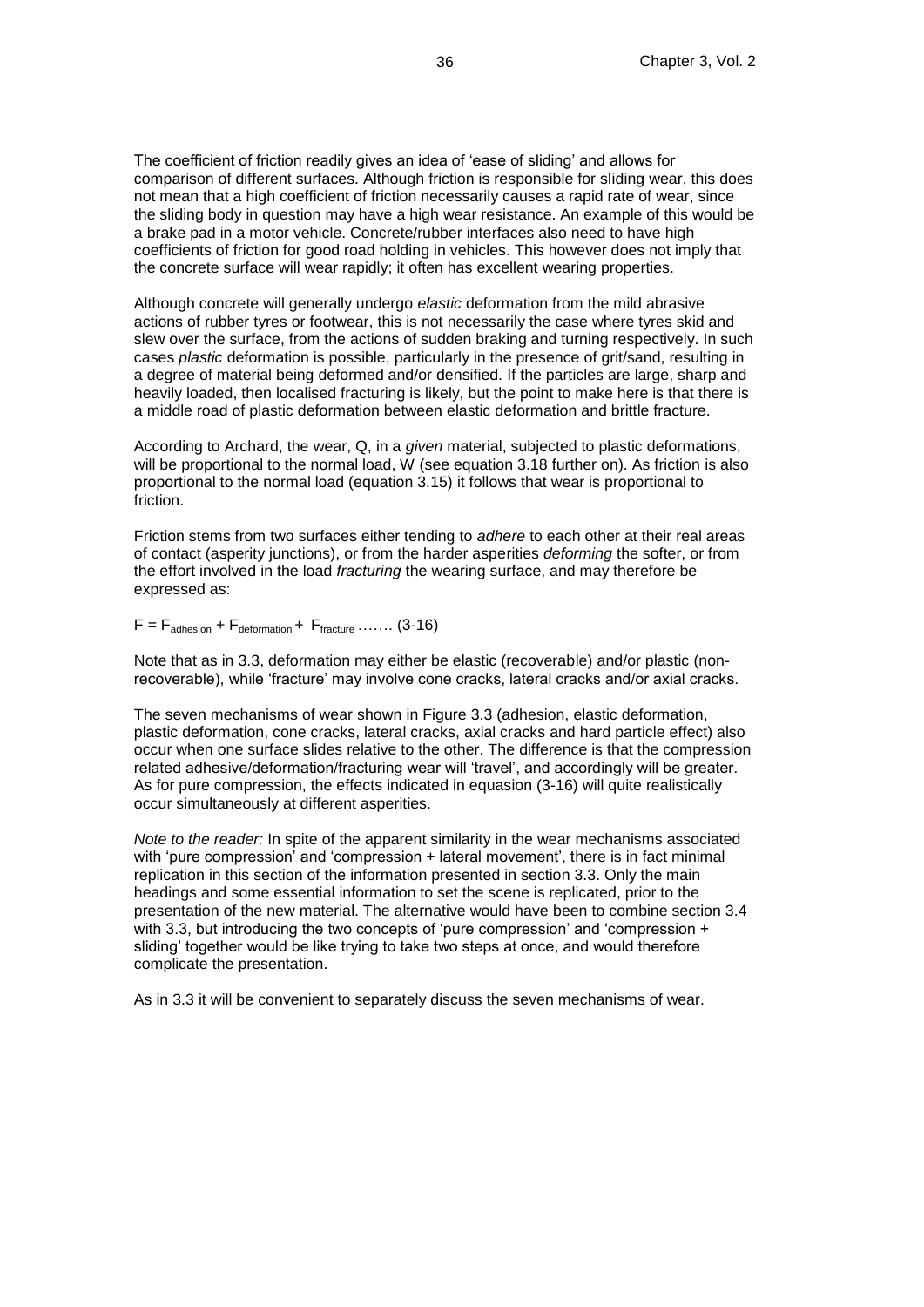The coefficient of friction readily gives an idea of 'ease of sliding' and allows for comparison of different surfaces. Although friction is responsible for sliding wear, this does not mean that a high coefficient of friction necessarily causes a rapid rate of wear, since the sliding body in question may have a high wear resistance. An example of this would be a brake pad in a motor vehicle. Concrete/rubber interfaces also need to have high coefficients of friction for good road holding in vehicles. This however does not imply that the concrete surface will wear rapidly; it often has excellent wearing properties.

Although concrete will generally undergo *elastic* deformation from the mild abrasive actions of rubber tyres or footwear, this is not necessarily the case where tyres skid and slew over the surface, from the actions of sudden braking and turning respectively. In such cases *plastic* deformation is possible, particularly in the presence of grit/sand, resulting in a degree of material being deformed and/or densified. If the particles are large, sharp and heavily loaded, then localised fracturing is likely, but the point to make here is that there is a middle road of plastic deformation between elastic deformation and brittle fracture.

According to Archard, the wear, Q, in a *given* material, subjected to plastic deformations, will be proportional to the normal load, W (see equation 3.18 further on). As friction is also proportional to the normal load (equation 3.15) it follows that wear is proportional to friction.

Friction stems from two surfaces either tending to *adhere* to each other at their real areas of contact (asperity junctions), or from the harder asperities *deforming* the softer, or from the effort involved in the load *fracturing* the wearing surface, and may therefore be expressed as:

$F = F_{adhesion} + F_{deformation} + F_{fracture}$ ……. (3-16)

Note that as in 3.3, deformation may either be elastic (recoverable) and/or plastic (non-recoverable), while 'fracture' may involve cone cracks, lateral cracks and/or axial cracks.

The seven mechanisms of wear shown in Figure 3.3 (adhesion, elastic deformation, plastic deformation, cone cracks, lateral cracks, axial cracks and hard particle effect) also occur when one surface slides relative to the other. The difference is that the compression related adhesive/deformation/fracturing wear will 'travel', and accordingly will be greater. As for pure compression, the effects indicated in equasion (3-16) will quite realistically occur simultaneously at different asperities.

*Note to the reader:* In spite of the apparent similarity in the wear mechanisms associated with 'pure compression' and 'compression + lateral movement', there is in fact minimal replication in this section of the information presented in section 3.3. Only the main headings and some essential information to set the scene is replicated, prior to the presentation of the new material. The alternative would have been to combine section 3.4 with 3.3, but introducing the two concepts of 'pure compression' and 'compression + sliding' together would be like trying to take two steps at once, and would therefore complicate the presentation.

As in 3.3 it will be convenient to separately discuss the seven mechanisms of wear.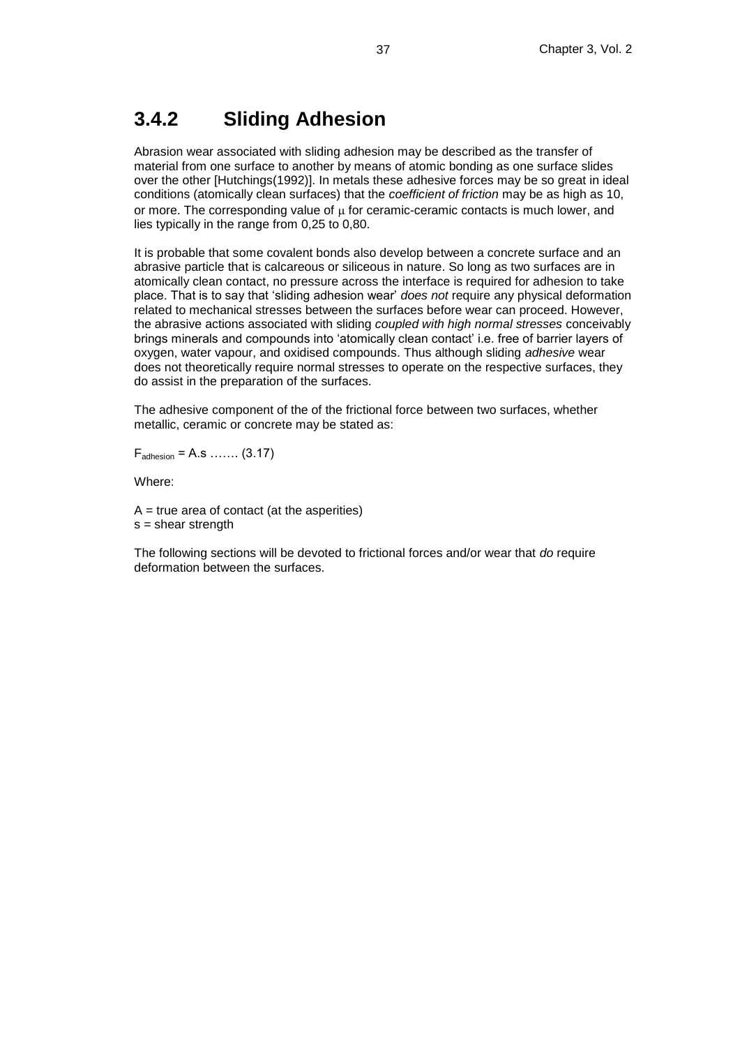## 3.4.2 Sliding Adhesion

Abrasion wear associated with sliding adhesion may be described as the transfer of material from one surface to another by means of atomic bonding as one surface slides over the other [Hutchings(1992)]. In metals these adhesive forces may be so great in ideal conditions (atomically clean surfaces) that the *coefficient of friction* may be as high as 10, or more. The corresponding value of $\mu$ for ceramic-ceramic contacts is much lower, and lies typically in the range from 0,25 to 0,80.

It is probable that some covalent bonds also develop between a concrete surface and an abrasive particle that is calcareous or siliceous in nature. So long as two surfaces are in atomically clean contact, no pressure across the interface is required for adhesion to take place. That is to say that 'sliding adhesion wear' *does not* require any physical deformation related to mechanical stresses between the surfaces before wear can proceed. However, the abrasive actions associated with sliding *coupled with high normal stresses* conceivably brings minerals and compounds into 'atomically clean contact' i.e. free of barrier layers of oxygen, water vapour, and oxidised compounds. Thus although sliding *adhesive* wear does not theoretically require normal stresses to operate on the respective surfaces, they do assist in the preparation of the surfaces.

The adhesive component of the of the frictional force between two surfaces, whether metallic, ceramic or concrete may be stated as:

$F_{adhesion} = A.s$ ……. (3.17)

Where:

A = true area of contact (at the asperities)
s = shear strength

The following sections will be devoted to frictional forces and/or wear that *do* require deformation between the surfaces.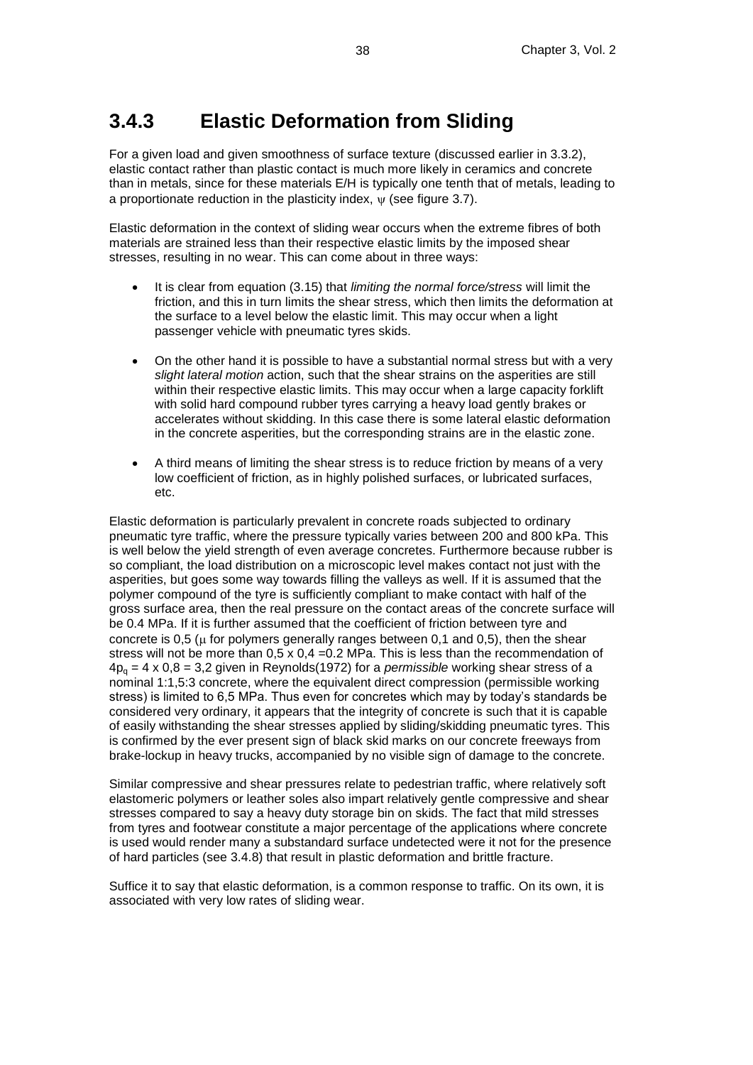## 3.4.3 Elastic Deformation from Sliding

For a given load and given smoothness of surface texture (discussed earlier in 3.3.2), elastic contact rather than plastic contact is much more likely in ceramics and concrete than in metals, since for these materials E/H is typically one tenth that of metals, leading to a proportionate reduction in the plasticity index, $\psi$ (see figure 3.7).

Elastic deformation in the context of sliding wear occurs when the extreme fibres of both materials are strained less than their respective elastic limits by the imposed shear stresses, resulting in no wear. This can come about in three ways:

- It is clear from equation (3.15) that *limiting the normal force/stress* will limit the friction, and this in turn limits the shear stress, which then limits the deformation at the surface to a level below the elastic limit. This may occur when a light passenger vehicle with pneumatic tyres skids.

- On the other hand it is possible to have a substantial normal stress but with a very *slight lateral motion* action, such that the shear strains on the asperities are still within their respective elastic limits. This may occur when a large capacity forklift with solid hard compound rubber tyres carrying a heavy load gently brakes or accelerates without skidding. In this case there is some lateral elastic deformation in the concrete asperities, but the corresponding strains are in the elastic zone.

- A third means of limiting the shear stress is to reduce friction by means of a very low coefficient of friction, as in highly polished surfaces, or lubricated surfaces, etc.

Elastic deformation is particularly prevalent in concrete roads subjected to ordinary pneumatic tyre traffic, where the pressure typically varies between 200 and 800 kPa. This is well below the yield strength of even average concretes. Furthermore because rubber is so compliant, the load distribution on a microscopic level makes contact not just with the asperities, but goes some way towards filling the valleys as well. If it is assumed that the polymer compound of the tyre is sufficiently compliant to make contact with half of the gross surface area, then the real pressure on the contact areas of the concrete surface will be 0.4 MPa. If it is further assumed that the coefficient of friction between tyre and concrete is 0,5 ($\mu$ for polymers generally ranges between 0,1 and 0,5), then the shear stress will not be more than 0,5 x 0,4 =0.2 MPa. This is less than the recommendation of $4p_q$ = 4 x 0,8 = 3,2 given in Reynolds(1972) for a *permissible* working shear stress of a nominal 1:1,5:3 concrete, where the equivalent direct compression (permissible working stress) is limited to 6,5 MPa. Thus even for concretes which may by today's standards be considered very ordinary, it appears that the integrity of concrete is such that it is capable of easily withstanding the shear stresses applied by sliding/skidding pneumatic tyres. This is confirmed by the ever present sign of black skid marks on our concrete freeways from brake-lockup in heavy trucks, accompanied by no visible sign of damage to the concrete.

Similar compressive and shear pressures relate to pedestrian traffic, where relatively soft elastomeric polymers or leather soles also impart relatively gentle compressive and shear stresses compared to say a heavy duty storage bin on skids. The fact that mild stresses from tyres and footwear constitute a major percentage of the applications where concrete is used would render many a substandard surface undetected were it not for the presence of hard particles (see 3.4.8) that result in plastic deformation and brittle fracture.

Suffice it to say that elastic deformation, is a common response to traffic. On its own, it is associated with very low rates of sliding wear.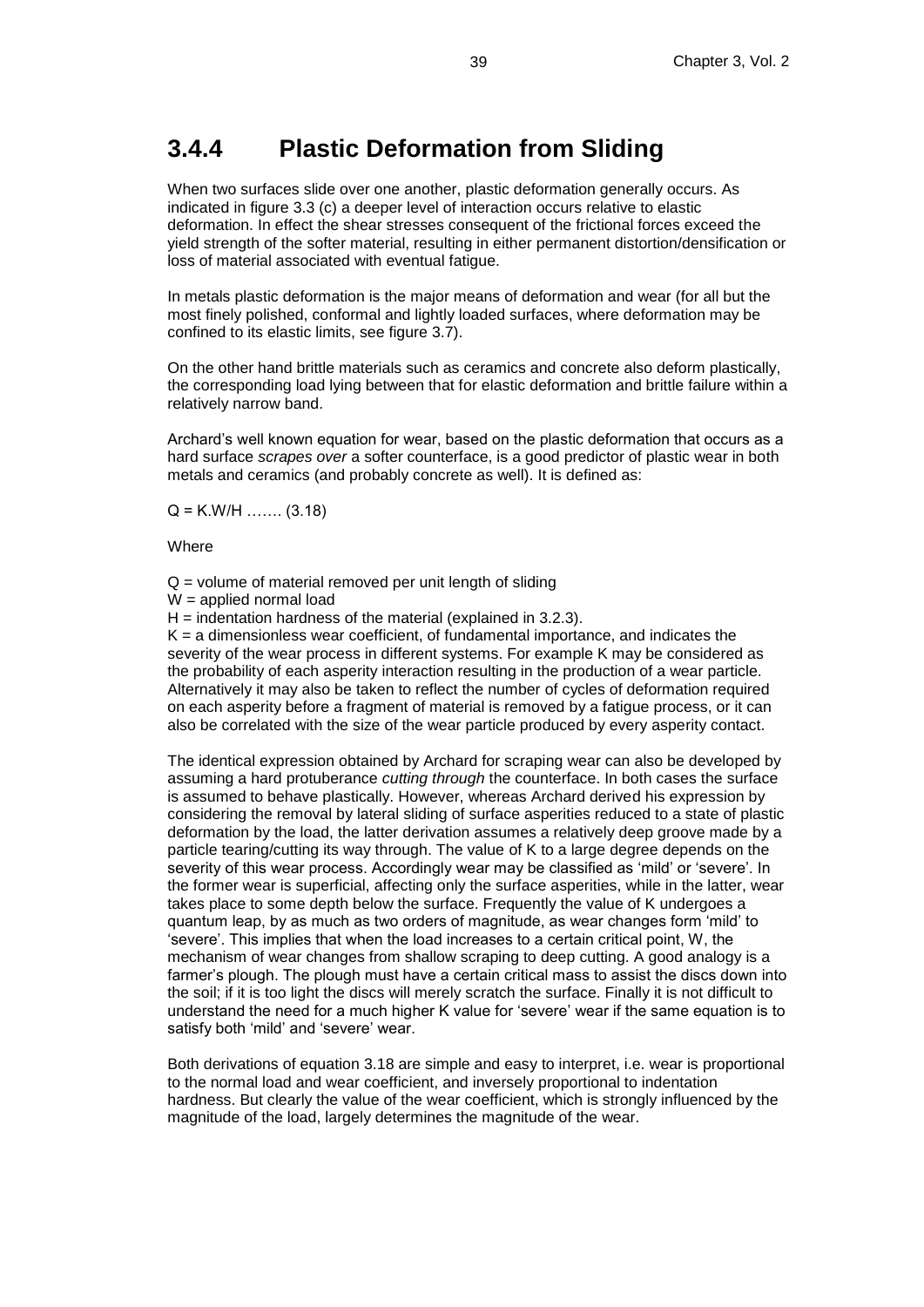## 3.4.4 Plastic Deformation from Sliding

When two surfaces slide over one another, plastic deformation generally occurs. As indicated in figure 3.3 (c) a deeper level of interaction occurs relative to elastic deformation. In effect the shear stresses consequent of the frictional forces exceed the yield strength of the softer material, resulting in either permanent distortion/densification or loss of material associated with eventual fatigue.

In metals plastic deformation is the major means of deformation and wear (for all but the most finely polished, conformal and lightly loaded surfaces, where deformation may be confined to its elastic limits, see figure 3.7).

On the other hand brittle materials such as ceramics and concrete also deform plastically, the corresponding load lying between that for elastic deformation and brittle failure within a relatively narrow band.

Archard's well known equation for wear, based on the plastic deformation that occurs as a hard surface *scrapes over* a softer counterface, is a good predictor of plastic wear in both metals and ceramics (and probably concrete as well). It is defined as:

$Q = K.W/H$ ……. (3.18)

Where

$Q$ = volume of material removed per unit length of sliding
$W$ = applied normal load
$H$ = indentation hardness of the material (explained in 3.2.3).
$K$ = a dimensionless wear coefficient, of fundamental importance, and indicates the severity of the wear process in different systems. For example K may be considered as the probability of each asperity interaction resulting in the production of a wear particle. Alternatively it may also be taken to reflect the number of cycles of deformation required on each asperity before a fragment of material is removed by a fatigue process, or it can also be correlated with the size of the wear particle produced by every asperity contact.

The identical expression obtained by Archard for scraping wear can also be developed by assuming a hard protuberance *cutting through* the counterface. In both cases the surface is assumed to behave plastically. However, whereas Archard derived his expression by considering the removal by lateral sliding of surface asperities reduced to a state of plastic deformation by the load, the latter derivation assumes a relatively deep groove made by a particle tearing/cutting its way through. The value of K to a large degree depends on the severity of this wear process. Accordingly wear may be classified as 'mild' or 'severe'. In the former wear is superficial, affecting only the surface asperities, while in the latter, wear takes place to some depth below the surface. Frequently the value of K undergoes a quantum leap, by as much as two orders of magnitude, as wear changes form 'mild' to 'severe'. This implies that when the load increases to a certain critical point, W, the mechanism of wear changes from shallow scraping to deep cutting. A good analogy is a farmer's plough. The plough must have a certain critical mass to assist the discs down into the soil; if it is too light the discs will merely scratch the surface. Finally it is not difficult to understand the need for a much higher K value for 'severe' wear if the same equation is to satisfy both 'mild' and 'severe' wear.

Both derivations of equation 3.18 are simple and easy to interpret, i.e. wear is proportional to the normal load and wear coefficient, and inversely proportional to indentation hardness. But clearly the value of the wear coefficient, which is strongly influenced by the magnitude of the load, largely determines the magnitude of the wear.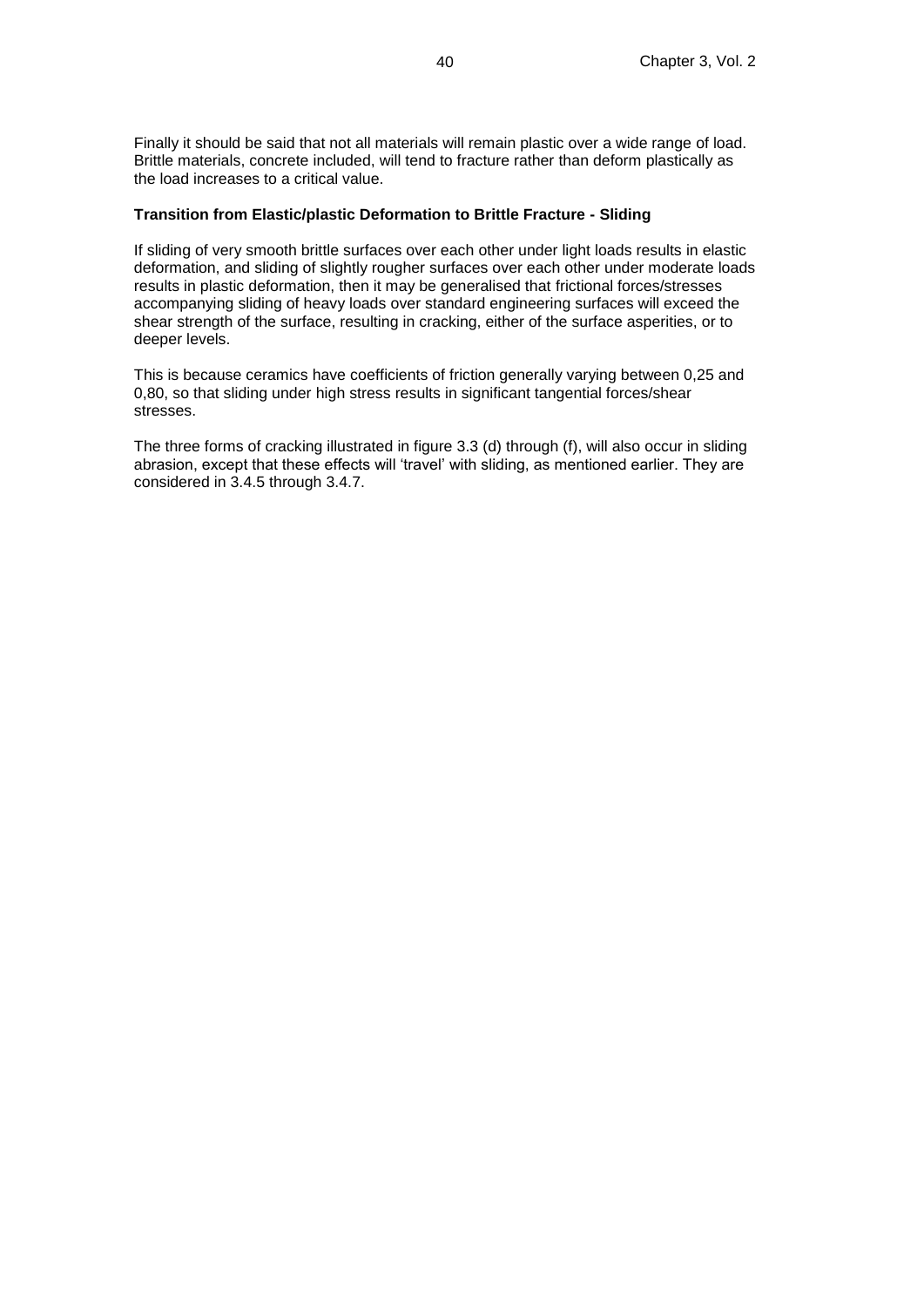Finally it should be said that not all materials will remain plastic over a wide range of load. Brittle materials, concrete included, will tend to fracture rather than deform plastically as the load increases to a critical value.

**Transition from Elastic/plastic Deformation to Brittle Fracture - Sliding**

If sliding of very smooth brittle surfaces over each other under light loads results in elastic deformation, and sliding of slightly rougher surfaces over each other under moderate loads results in plastic deformation, then it may be generalised that frictional forces/stresses accompanying sliding of heavy loads over standard engineering surfaces will exceed the shear strength of the surface, resulting in cracking, either of the surface asperities, or to deeper levels.

This is because ceramics have coefficients of friction generally varying between 0,25 and 0,80, so that sliding under high stress results in significant tangential forces/shear stresses.

The three forms of cracking illustrated in figure 3.3 (d) through (f), will also occur in sliding abrasion, except that these effects will 'travel' with sliding, as mentioned earlier. They are considered in 3.4.5 through 3.4.7.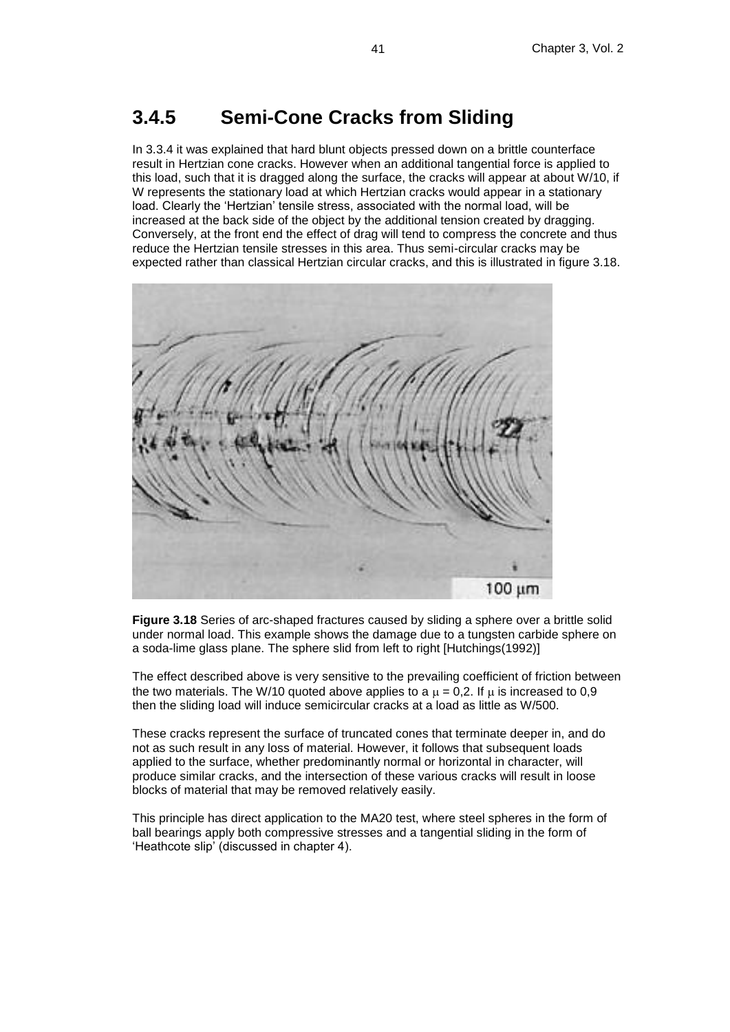## 3.4.5 Semi-Cone Cracks from Sliding

In 3.3.4 it was explained that hard blunt objects pressed down on a brittle counterface result in Hertzian cone cracks. However when an additional tangential force is applied to this load, such that it is dragged along the surface, the cracks will appear at about W/10, if W represents the stationary load at which Hertzian cracks would appear in a stationary load. Clearly the 'Hertzian' tensile stress, associated with the normal load, will be increased at the back side of the object by the additional tension created by dragging. Conversely, at the front end the effect of drag will tend to compress the concrete and thus reduce the Hertzian tensile stresses in this area. Thus semi-circular cracks may be expected rather than classical Hertzian circular cracks, and this is illustrated in figure 3.18.

**Figure 3.18** Series of arc-shaped fractures caused by sliding a sphere over a brittle solid under normal load. This example shows the damage due to a tungsten carbide sphere on a soda-lime glass plane. The sphere slid from left to right [Hutchings(1992)]

The effect described above is very sensitive to the prevailing coefficient of friction between the two materials. The W/10 quoted above applies to a $\mu = 0{,}2$. If $\mu$ is increased to 0,9 then the sliding load will induce semicircular cracks at a load as little as W/500.

These cracks represent the surface of truncated cones that terminate deeper in, and do not as such result in any loss of material. However, it follows that subsequent loads applied to the surface, whether predominantly normal or horizontal in character, will produce similar cracks, and the intersection of these various cracks will result in loose blocks of material that may be removed relatively easily.

This principle has direct application to the MA20 test, where steel spheres in the form of ball bearings apply both compressive stresses and a tangential sliding in the form of 'Heathcote slip' (discussed in chapter 4).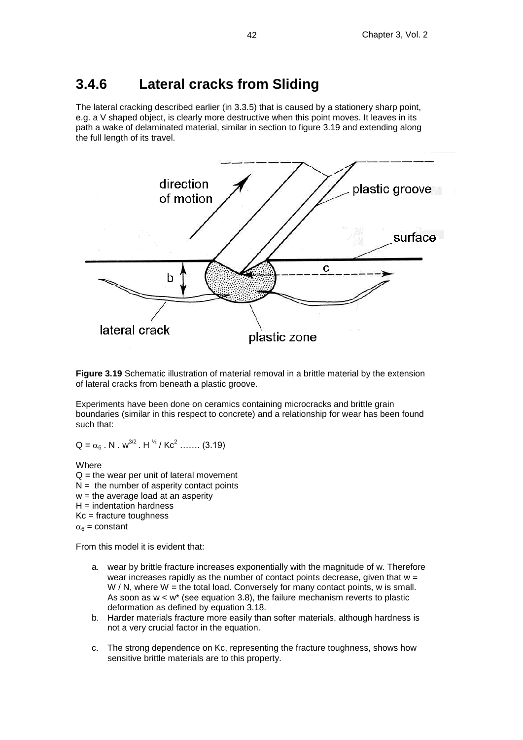## 3.4.6 Lateral cracks from Sliding

The lateral cracking described earlier (in 3.3.5) that is caused by a stationery sharp point, e.g. a V shaped object, is clearly more destructive when this point moves. It leaves in its path a wake of delaminated material, similar in section to figure 3.19 and extending along the full length of its travel.

**Figure 3.19** Schematic illustration of material removal in a brittle material by the extension of lateral cracks from beneath a plastic groove.

Experiments have been done on ceramics containing microcracks and brittle grain boundaries (similar in this respect to concrete) and a relationship for wear has been found such that:

$Q = \alpha_6 \,.\, N \,.\, w^{3/2} \,.\, H^{1/2} / Kc^2$ ……. (3.19)

Where
$Q$ = the wear per unit of lateral movement
$N$ = the number of asperity contact points
$w$ = the average load at an asperity
$H$ = indentation hardness
$Kc$ = fracture toughness
$\alpha_6$ = constant

From this model it is evident that:

a. wear by brittle fracture increases exponentially with the magnitude of w. Therefore wear increases rapidly as the number of contact points decrease, given that $w = W / N$, where $W$ = the total load. Conversely for many contact points, w is small. As soon as $w < w^*$ (see equation 3.8), the failure mechanism reverts to plastic deformation as defined by equation 3.18.
b. Harder materials fracture more easily than softer materials, although hardness is not a very crucial factor in the equation.
c. The strong dependence on Kc, representing the fracture toughness, shows how sensitive brittle materials are to this property.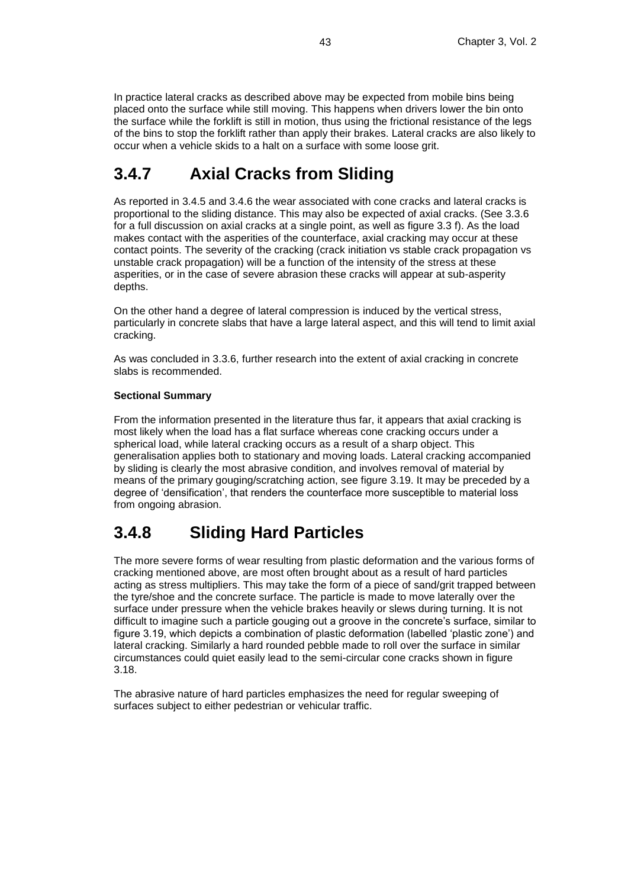In practice lateral cracks as described above may be expected from mobile bins being placed onto the surface while still moving. This happens when drivers lower the bin onto the surface while the forklift is still in motion, thus using the frictional resistance of the legs of the bins to stop the forklift rather than apply their brakes. Lateral cracks are also likely to occur when a vehicle skids to a halt on a surface with some loose grit.

## 3.4.7 Axial Cracks from Sliding

As reported in 3.4.5 and 3.4.6 the wear associated with cone cracks and lateral cracks is proportional to the sliding distance. This may also be expected of axial cracks. (See 3.3.6 for a full discussion on axial cracks at a single point, as well as figure 3.3 f). As the load makes contact with the asperities of the counterface, axial cracking may occur at these contact points. The severity of the cracking (crack initiation vs stable crack propagation vs unstable crack propagation) will be a function of the intensity of the stress at these asperities, or in the case of severe abrasion these cracks will appear at sub-asperity depths.

On the other hand a degree of lateral compression is induced by the vertical stress, particularly in concrete slabs that have a large lateral aspect, and this will tend to limit axial cracking.

As was concluded in 3.3.6, further research into the extent of axial cracking in concrete slabs is recommended.

**Sectional Summary**

From the information presented in the literature thus far, it appears that axial cracking is most likely when the load has a flat surface whereas cone cracking occurs under a spherical load, while lateral cracking occurs as a result of a sharp object. This generalisation applies both to stationary and moving loads. Lateral cracking accompanied by sliding is clearly the most abrasive condition, and involves removal of material by means of the primary gouging/scratching action, see figure 3.19. It may be preceded by a degree of 'densification', that renders the counterface more susceptible to material loss from ongoing abrasion.

## 3.4.8 Sliding Hard Particles

The more severe forms of wear resulting from plastic deformation and the various forms of cracking mentioned above, are most often brought about as a result of hard particles acting as stress multipliers. This may take the form of a piece of sand/grit trapped between the tyre/shoe and the concrete surface. The particle is made to move laterally over the surface under pressure when the vehicle brakes heavily or slews during turning. It is not difficult to imagine such a particle gouging out a groove in the concrete's surface, similar to figure 3.19, which depicts a combination of plastic deformation (labelled 'plastic zone') and lateral cracking. Similarly a hard rounded pebble made to roll over the surface in similar circumstances could quiet easily lead to the semi-circular cone cracks shown in figure 3.18.

The abrasive nature of hard particles emphasizes the need for regular sweeping of surfaces subject to either pedestrian or vehicular traffic.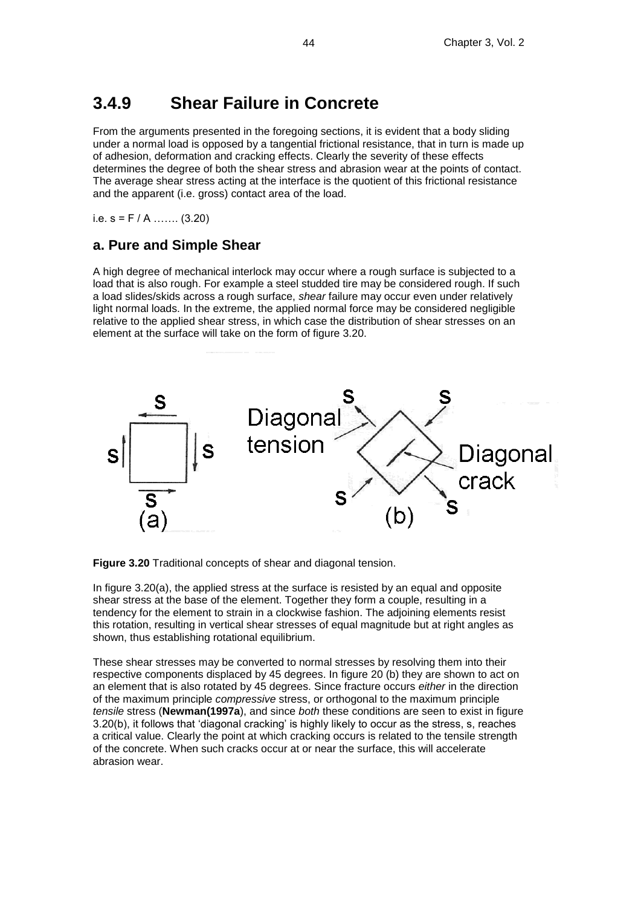## 3.4.9 Shear Failure in Concrete

From the arguments presented in the foregoing sections, it is evident that a body sliding under a normal load is opposed by a tangential frictional resistance, that in turn is made up of adhesion, deformation and cracking effects. Clearly the severity of these effects determines the degree of both the shear stress and abrasion wear at the points of contact. The average shear stress acting at the interface is the quotient of this frictional resistance and the apparent (i.e. gross) contact area of the load.

i.e. $s = F / A$ ……. (3.20)

### a. Pure and Simple Shear

A high degree of mechanical interlock may occur where a rough surface is subjected to a load that is also rough. For example a steel studded tire may be considered rough. If such a load slides/skids across a rough surface, *shear* failure may occur even under relatively light normal loads. In the extreme, the applied normal force may be considered negligible relative to the applied shear stress, in which case the distribution of shear stresses on an element at the surface will take on the form of figure 3.20.

**Figure 3.20** Traditional concepts of shear and diagonal tension.

In figure 3.20(a), the applied stress at the surface is resisted by an equal and opposite shear stress at the base of the element. Together they form a couple, resulting in a tendency for the element to strain in a clockwise fashion. The adjoining elements resist this rotation, resulting in vertical shear stresses of equal magnitude but at right angles as shown, thus establishing rotational equilibrium.

These shear stresses may be converted to normal stresses by resolving them into their respective components displaced by 45 degrees. In figure 20 (b) they are shown to act on an element that is also rotated by 45 degrees. Since fracture occurs *either* in the direction of the maximum principle *compressive* stress, or orthogonal to the maximum principle *tensile* stress (**Newman(1997a**), and since *both* these conditions are seen to exist in figure 3.20(b), it follows that 'diagonal cracking' is highly likely to occur as the stress, s, reaches a critical value. Clearly the point at which cracking occurs is related to the tensile strength of the concrete. When such cracks occur at or near the surface, this will accelerate abrasion wear.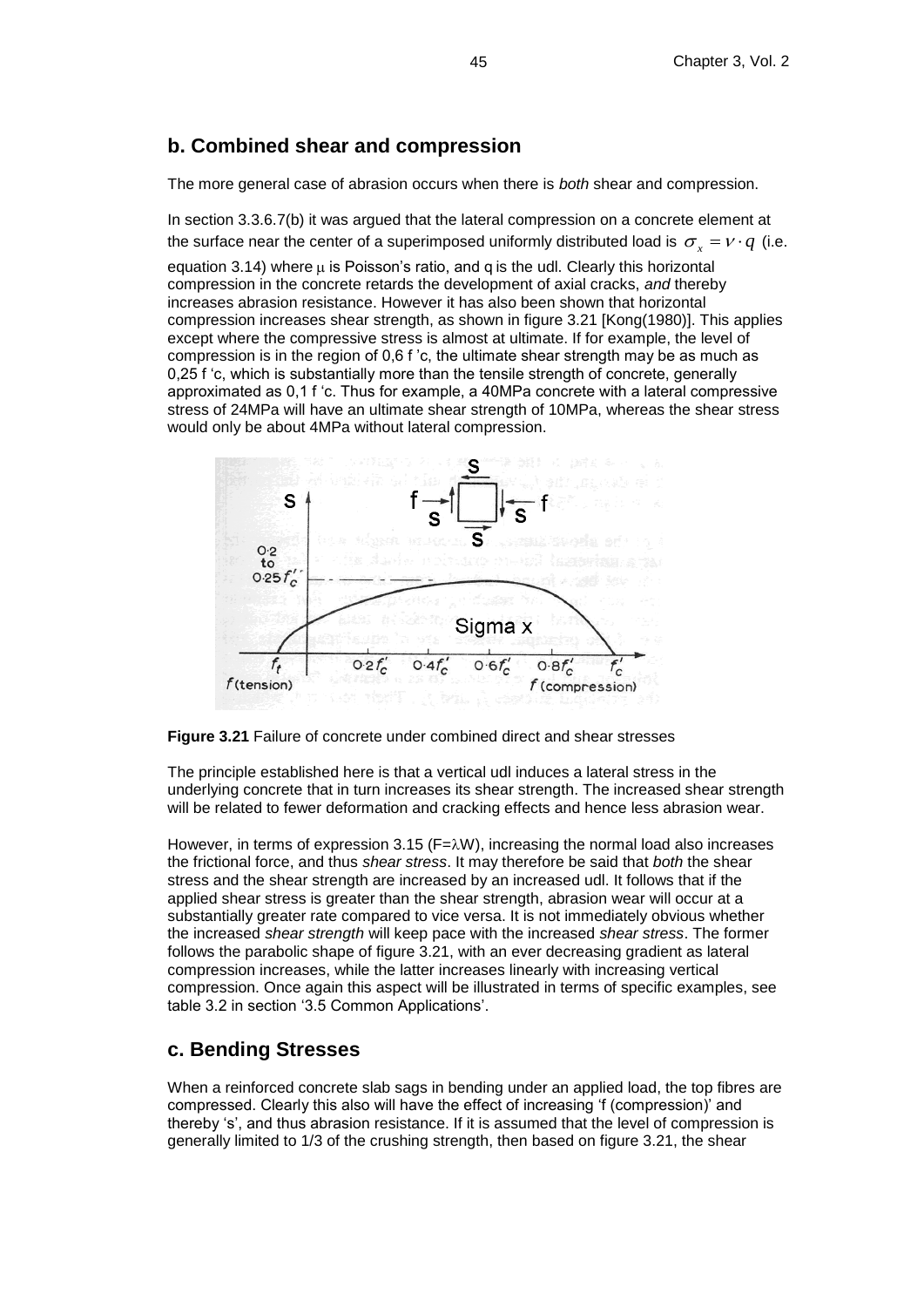## b. Combined shear and compression

The more general case of abrasion occurs when there is *both* shear and compression.

In section 3.3.6.7(b) it was argued that the lateral compression on a concrete element at the surface near the center of a superimposed uniformly distributed load is $\sigma_x = \nu \cdot q$ (i.e. equation 3.14) where μ is Poisson's ratio, and q is the udl. Clearly this horizontal compression in the concrete retards the development of axial cracks, *and* thereby increases abrasion resistance. However it has also been shown that horizontal compression increases shear strength, as shown in figure 3.21 [Kong(1980)]. This applies except where the compressive stress is almost at ultimate. If for example, the level of compression is in the region of 0,6 f 'c, the ultimate shear strength may be as much as 0,25 f 'c, which is substantially more than the tensile strength of concrete, generally approximated as 0,1 f 'c. Thus for example, a 40MPa concrete with a lateral compressive stress of 24MPa will have an ultimate shear strength of 10MPa, whereas the shear stress would only be about 4MPa without lateral compression.

**Figure 3.21** Failure of concrete under combined direct and shear stresses

The principle established here is that a vertical udl induces a lateral stress in the underlying concrete that in turn increases its shear strength. The increased shear strength will be related to fewer deformation and cracking effects and hence less abrasion wear.

However, in terms of expression 3.15 (F=λW), increasing the normal load also increases the frictional force, and thus *shear stress*. It may therefore be said that *both* the shear stress and the shear strength are increased by an increased udl. It follows that if the applied shear stress is greater than the shear strength, abrasion wear will occur at a substantially greater rate compared to vice versa. It is not immediately obvious whether the increased *shear strength* will keep pace with the increased *shear stress*. The former follows the parabolic shape of figure 3.21, with an ever decreasing gradient as lateral compression increases, while the latter increases linearly with increasing vertical compression. Once again this aspect will be illustrated in terms of specific examples, see table 3.2 in section '3.5 Common Applications'.

## c. Bending Stresses

When a reinforced concrete slab sags in bending under an applied load, the top fibres are compressed. Clearly this also will have the effect of increasing 'f (compression)' and thereby 's', and thus abrasion resistance. If it is assumed that the level of compression is generally limited to 1/3 of the crushing strength, then based on figure 3.21, the shear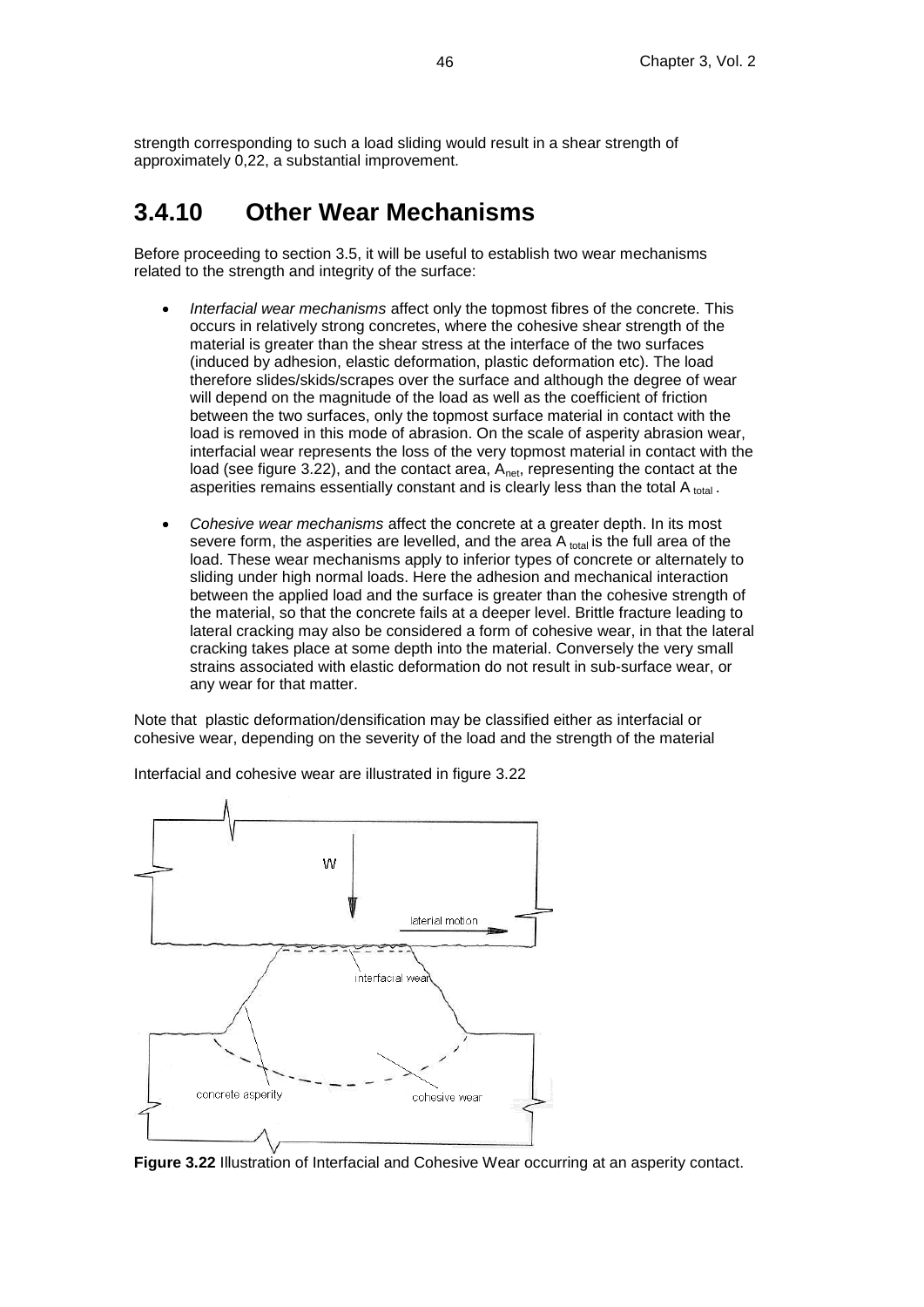strength corresponding to such a load sliding would result in a shear strength of approximately 0,22, a substantial improvement.

## 3.4.10 Other Wear Mechanisms

Before proceeding to section 3.5, it will be useful to establish two wear mechanisms related to the strength and integrity of the surface:

- *Interfacial wear mechanisms* affect only the topmost fibres of the concrete. This occurs in relatively strong concretes, where the cohesive shear strength of the material is greater than the shear stress at the interface of the two surfaces (induced by adhesion, elastic deformation, plastic deformation etc). The load therefore slides/skids/scrapes over the surface and although the degree of wear will depend on the magnitude of the load as well as the coefficient of friction between the two surfaces, only the topmost surface material in contact with the load is removed in this mode of abrasion. On the scale of asperity abrasion wear, interfacial wear represents the loss of the very topmost material in contact with the load (see figure 3.22), and the contact area, $A_{net}$, representing the contact at the asperities remains essentially constant and is clearly less than the total $A_{total}$.

- *Cohesive wear mechanisms* affect the concrete at a greater depth. In its most severe form, the asperities are levelled, and the area $A_{total}$ is the full area of the load. These wear mechanisms apply to inferior types of concrete or alternately to sliding under high normal loads. Here the adhesion and mechanical interaction between the applied load and the surface is greater than the cohesive strength of the material, so that the concrete fails at a deeper level. Brittle fracture leading to lateral cracking may also be considered a form of cohesive wear, in that the lateral cracking takes place at some depth into the material. Conversely the very small strains associated with elastic deformation do not result in sub-surface wear, or any wear for that matter.

Note that plastic deformation/densification may be classified either as interfacial or cohesive wear, depending on the severity of the load and the strength of the material

Interfacial and cohesive wear are illustrated in figure 3.22

**Figure 3.22** Illustration of Interfacial and Cohesive Wear occurring at an asperity contact.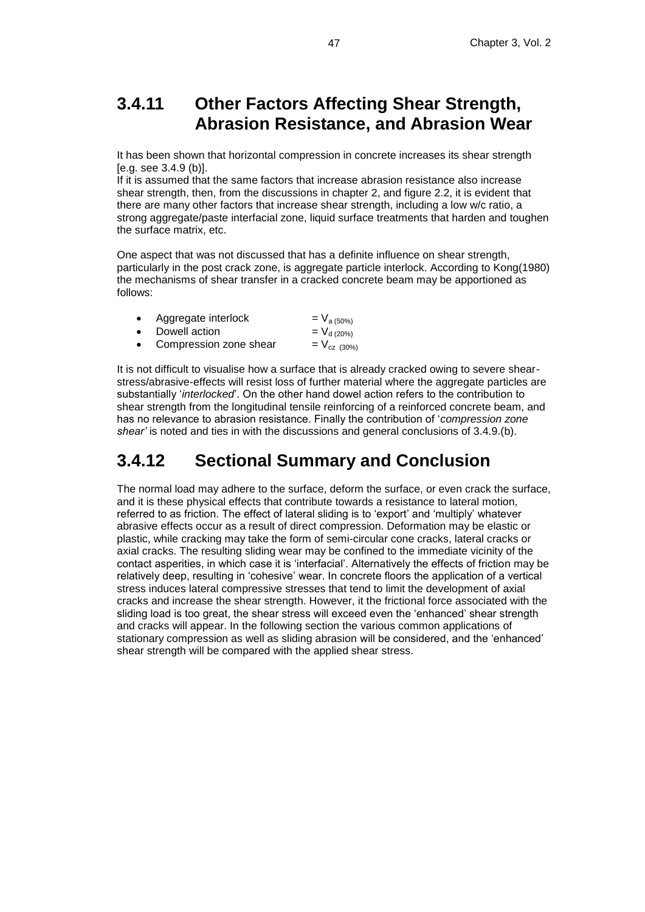## 3.4.11 Other Factors Affecting Shear Strength, Abrasion Resistance, and Abrasion Wear

It has been shown that horizontal compression in concrete increases its shear strength [e.g. see 3.4.9 (b)].
If it is assumed that the same factors that increase abrasion resistance also increase shear strength, then, from the discussions in chapter 2, and figure 2.2, it is evident that there are many other factors that increase shear strength, including a low w/c ratio, a strong aggregate/paste interfacial zone, liquid surface treatments that harden and toughen the surface matrix, etc.

One aspect that was not discussed that has a definite influence on shear strength, particularly in the post crack zone, is aggregate particle interlock. According to Kong(1980) the mechanisms of shear transfer in a cracked concrete beam may be apportioned as follows:

- Aggregate interlock $= V_{a\,(50\%)}$
- Dowell action $= V_{d\,(20\%)}$
- Compression zone shear $= V_{cz\,(30\%)}$

It is not difficult to visualise how a surface that is already cracked owing to severe shear-stress/abrasive-effects will resist loss of further material where the aggregate particles are substantially '*interlocked*'. On the other hand dowel action refers to the contribution to shear strength from the longitudinal tensile reinforcing of a reinforced concrete beam, and has no relevance to abrasion resistance. Finally the contribution of '*compression zone shear'* is noted and ties in with the discussions and general conclusions of 3.4.9.(b).

## 3.4.12 Sectional Summary and Conclusion

The normal load may adhere to the surface, deform the surface, or even crack the surface, and it is these physical effects that contribute towards a resistance to lateral motion, referred to as friction. The effect of lateral sliding is to 'export' and 'multiply' whatever abrasive effects occur as a result of direct compression. Deformation may be elastic or plastic, while cracking may take the form of semi-circular cone cracks, lateral cracks or axial cracks. The resulting sliding wear may be confined to the immediate vicinity of the contact asperities, in which case it is 'interfacial'. Alternatively the effects of friction may be relatively deep, resulting in 'cohesive' wear. In concrete floors the application of a vertical stress induces lateral compressive stresses that tend to limit the development of axial cracks and increase the shear strength. However, it the frictional force associated with the sliding load is too great, the shear stress will exceed even the 'enhanced' shear strength and cracks will appear. In the following section the various common applications of stationary compression as well as sliding abrasion will be considered, and the 'enhanced' shear strength will be compared with the applied shear stress.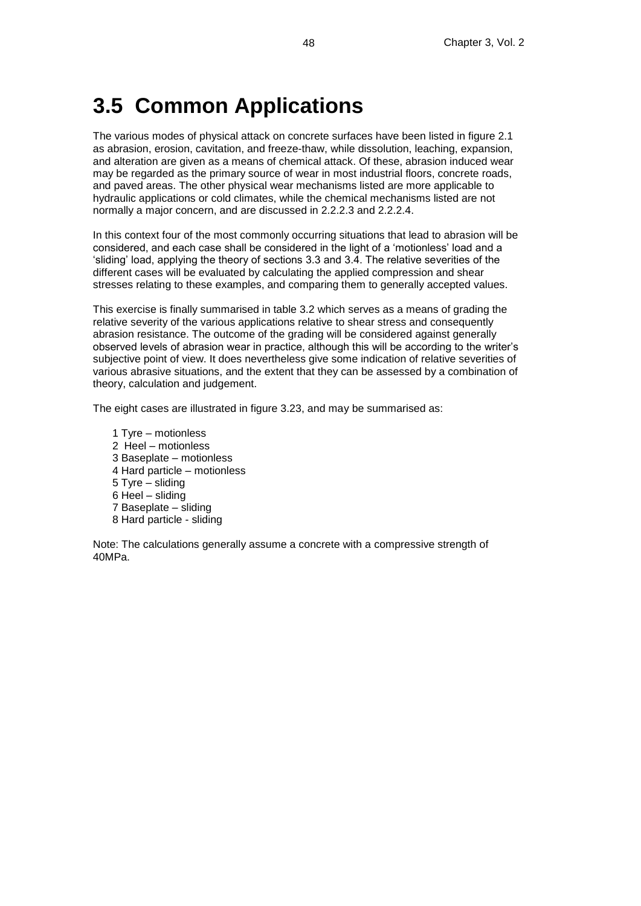# 3.5 Common Applications

The various modes of physical attack on concrete surfaces have been listed in figure 2.1 as abrasion, erosion, cavitation, and freeze-thaw, while dissolution, leaching, expansion, and alteration are given as a means of chemical attack. Of these, abrasion induced wear may be regarded as the primary source of wear in most industrial floors, concrete roads, and paved areas. The other physical wear mechanisms listed are more applicable to hydraulic applications or cold climates, while the chemical mechanisms listed are not normally a major concern, and are discussed in 2.2.2.3 and 2.2.2.4.

In this context four of the most commonly occurring situations that lead to abrasion will be considered, and each case shall be considered in the light of a 'motionless' load and a 'sliding' load, applying the theory of sections 3.3 and 3.4. The relative severities of the different cases will be evaluated by calculating the applied compression and shear stresses relating to these examples, and comparing them to generally accepted values.

This exercise is finally summarised in table 3.2 which serves as a means of grading the relative severity of the various applications relative to shear stress and consequently abrasion resistance. The outcome of the grading will be considered against generally observed levels of abrasion wear in practice, although this will be according to the writer's subjective point of view. It does nevertheless give some indication of relative severities of various abrasive situations, and the extent that they can be assessed by a combination of theory, calculation and judgement.

The eight cases are illustrated in figure 3.23, and may be summarised as:

1 Tyre – motionless
2 Heel – motionless
3 Baseplate – motionless
4 Hard particle – motionless
5 Tyre – sliding
6 Heel – sliding
7 Baseplate – sliding
8 Hard particle - sliding

Note: The calculations generally assume a concrete with a compressive strength of 40MPa.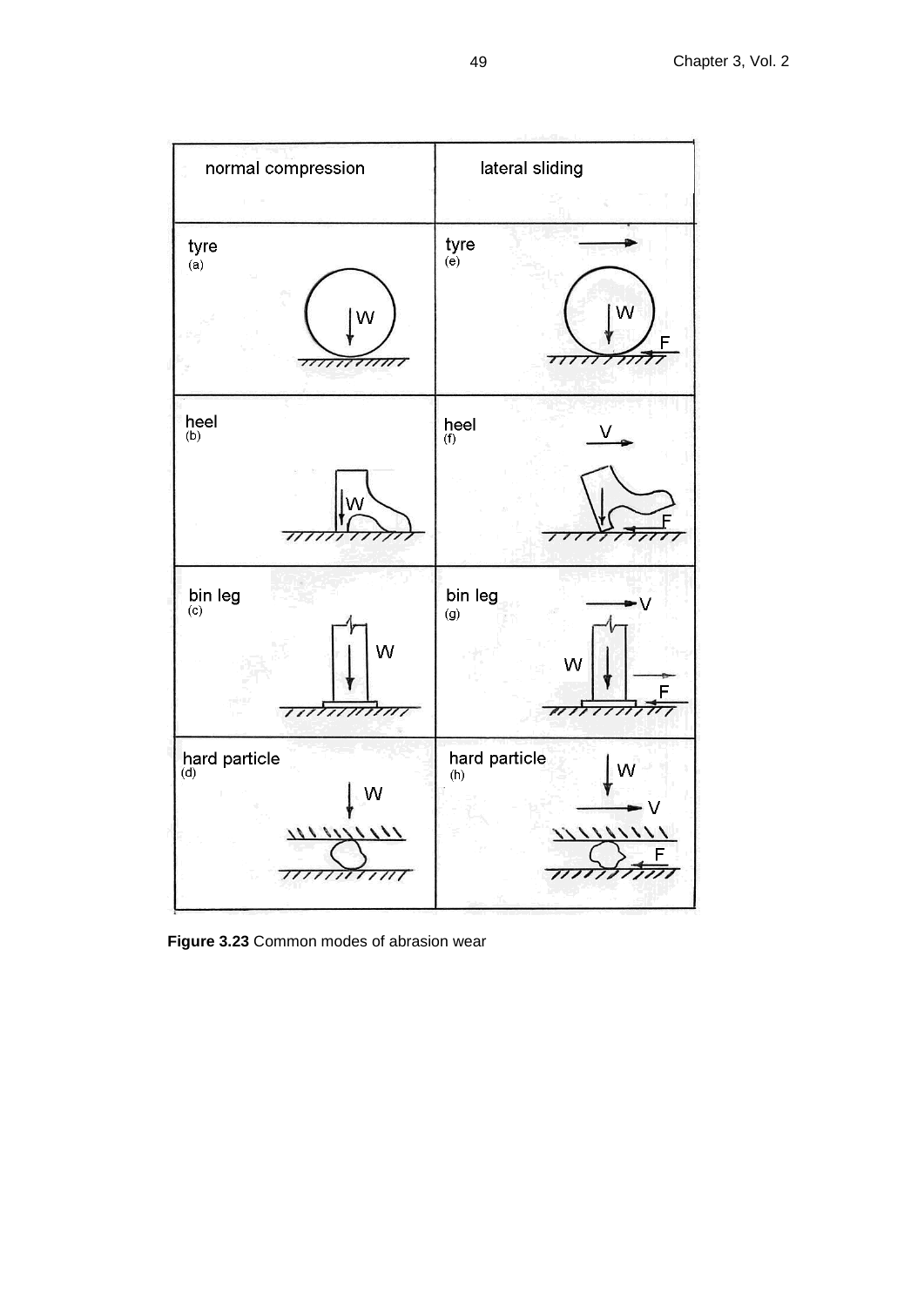| normal compression | lateral sliding |
| --- | --- |
| tyre (a) | tyre (e) |
| heel (b) | heel (f) |
| bin leg (c) | bin leg (g) |
| hard particle (d) | hard particle (h) |

**Figure 3.23** Common modes of abrasion wear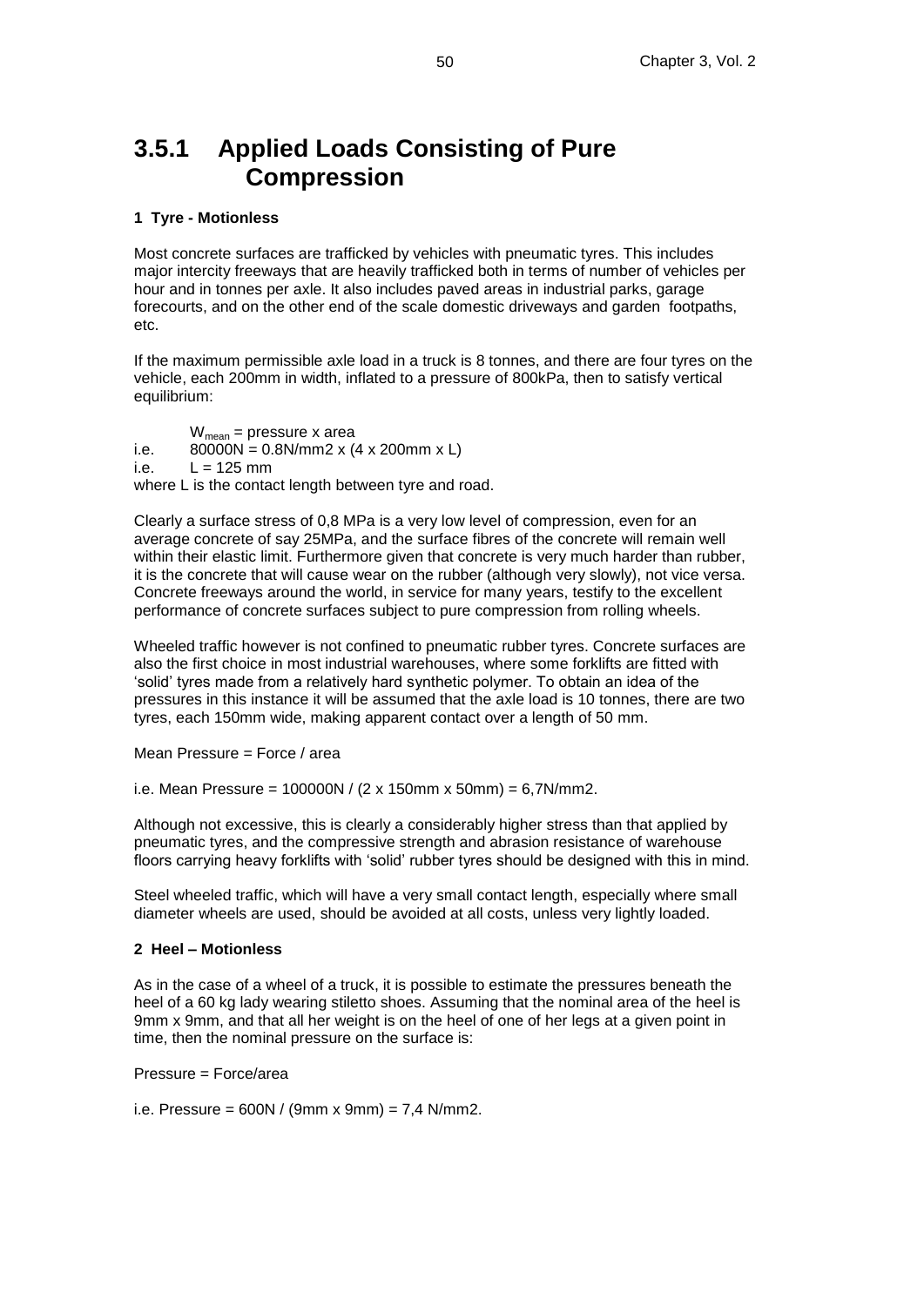## 3.5.1 Applied Loads Consisting of Pure Compression

**1 Tyre - Motionless**

Most concrete surfaces are trafficked by vehicles with pneumatic tyres. This includes major intercity freeways that are heavily trafficked both in terms of number of vehicles per hour and in tonnes per axle. It also includes paved areas in industrial parks, garage forecourts, and on the other end of the scale domestic driveways and garden footpaths, etc.

If the maximum permissible axle load in a truck is 8 tonnes, and there are four tyres on the vehicle, each 200mm in width, inflated to a pressure of 800kPa, then to satisfy vertical equilibrium:

$W_{mean}$ = pressure x area
i.e. 80000N = 0.8N/mm2 x (4 x 200mm x L)
i.e. L = 125 mm
where L is the contact length between tyre and road.

Clearly a surface stress of 0,8 MPa is a very low level of compression, even for an average concrete of say 25MPa, and the surface fibres of the concrete will remain well within their elastic limit. Furthermore given that concrete is very much harder than rubber, it is the concrete that will cause wear on the rubber (although very slowly), not vice versa. Concrete freeways around the world, in service for many years, testify to the excellent performance of concrete surfaces subject to pure compression from rolling wheels.

Wheeled traffic however is not confined to pneumatic rubber tyres. Concrete surfaces are also the first choice in most industrial warehouses, where some forklifts are fitted with 'solid' tyres made from a relatively hard synthetic polymer. To obtain an idea of the pressures in this instance it will be assumed that the axle load is 10 tonnes, there are two tyres, each 150mm wide, making apparent contact over a length of 50 mm.

Mean Pressure = Force / area

i.e. Mean Pressure = 100000N / (2 x 150mm x 50mm) = 6,7N/mm2.

Although not excessive, this is clearly a considerably higher stress than that applied by pneumatic tyres, and the compressive strength and abrasion resistance of warehouse floors carrying heavy forklifts with 'solid' rubber tyres should be designed with this in mind.

Steel wheeled traffic, which will have a very small contact length, especially where small diameter wheels are used, should be avoided at all costs, unless very lightly loaded.

**2 Heel – Motionless**

As in the case of a wheel of a truck, it is possible to estimate the pressures beneath the heel of a 60 kg lady wearing stiletto shoes. Assuming that the nominal area of the heel is 9mm x 9mm, and that all her weight is on the heel of one of her legs at a given point in time, then the nominal pressure on the surface is:

Pressure = Force/area

i.e. Pressure = 600N / (9mm x 9mm) = 7,4 N/mm2.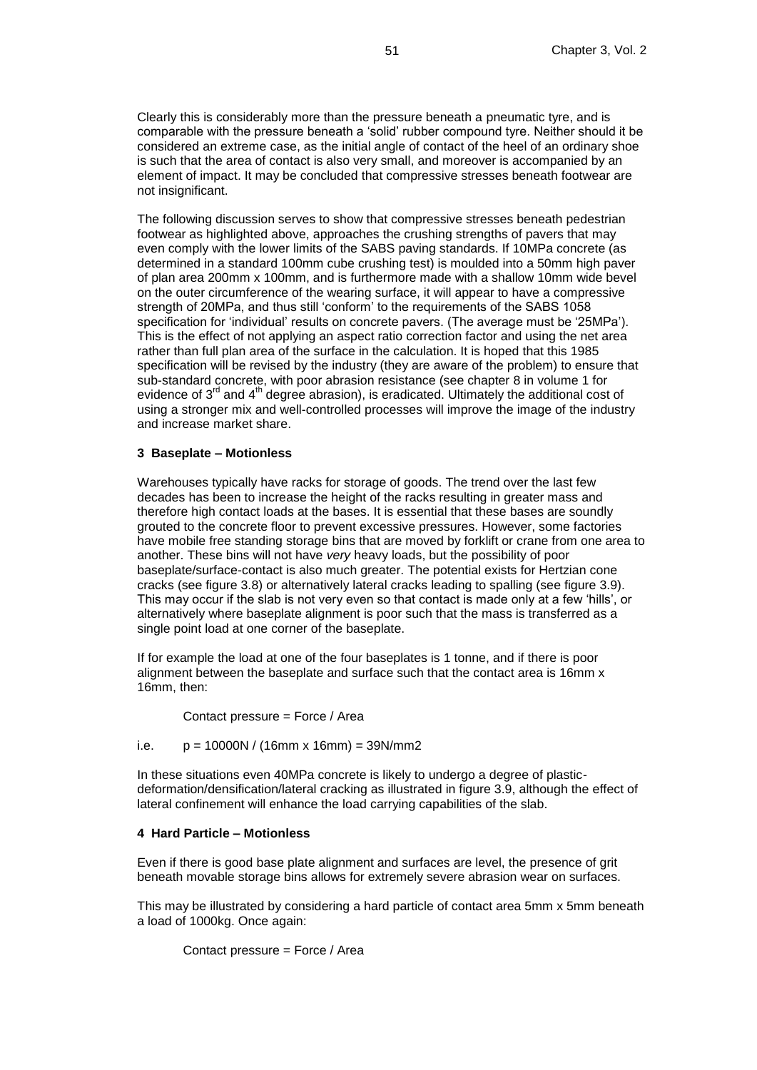Clearly this is considerably more than the pressure beneath a pneumatic tyre, and is comparable with the pressure beneath a 'solid' rubber compound tyre. Neither should it be considered an extreme case, as the initial angle of contact of the heel of an ordinary shoe is such that the area of contact is also very small, and moreover is accompanied by an element of impact. It may be concluded that compressive stresses beneath footwear are not insignificant.

The following discussion serves to show that compressive stresses beneath pedestrian footwear as highlighted above, approaches the crushing strengths of pavers that may even comply with the lower limits of the SABS paving standards. If 10MPa concrete (as determined in a standard 100mm cube crushing test) is moulded into a 50mm high paver of plan area 200mm x 100mm, and is furthermore made with a shallow 10mm wide bevel on the outer circumference of the wearing surface, it will appear to have a compressive strength of 20MPa, and thus still 'conform' to the requirements of the SABS 1058 specification for 'individual' results on concrete pavers. (The average must be '25MPa'). This is the effect of not applying an aspect ratio correction factor and using the net area rather than full plan area of the surface in the calculation. It is hoped that this 1985 specification will be revised by the industry (they are aware of the problem) to ensure that sub-standard concrete, with poor abrasion resistance (see chapter 8 in volume 1 for evidence of 3rd and 4th degree abrasion), is eradicated. Ultimately the additional cost of using a stronger mix and well-controlled processes will improve the image of the industry and increase market share.

### 3 Baseplate – Motionless

Warehouses typically have racks for storage of goods. The trend over the last few decades has been to increase the height of the racks resulting in greater mass and therefore high contact loads at the bases. It is essential that these bases are soundly grouted to the concrete floor to prevent excessive pressures. However, some factories have mobile free standing storage bins that are moved by forklift or crane from one area to another. These bins will not have *very* heavy loads, but the possibility of poor baseplate/surface-contact is also much greater. The potential exists for Hertzian cone cracks (see figure 3.8) or alternatively lateral cracks leading to spalling (see figure 3.9). This may occur if the slab is not very even so that contact is made only at a few 'hills', or alternatively where baseplate alignment is poor such that the mass is transferred as a single point load at one corner of the baseplate.

If for example the load at one of the four baseplates is 1 tonne, and if there is poor alignment between the baseplate and surface such that the contact area is 16mm x 16mm, then:

Contact pressure = Force / Area

i.e. $p = 10000\text{N} / (16\text{mm} \times 16\text{mm}) = 39\text{N/mm}^2$

In these situations even 40MPa concrete is likely to undergo a degree of plastic-deformation/densification/lateral cracking as illustrated in figure 3.9, although the effect of lateral confinement will enhance the load carrying capabilities of the slab.

### 4 Hard Particle – Motionless

Even if there is good base plate alignment and surfaces are level, the presence of grit beneath movable storage bins allows for extremely severe abrasion wear on surfaces.

This may be illustrated by considering a hard particle of contact area 5mm x 5mm beneath a load of 1000kg. Once again:

Contact pressure = Force / Area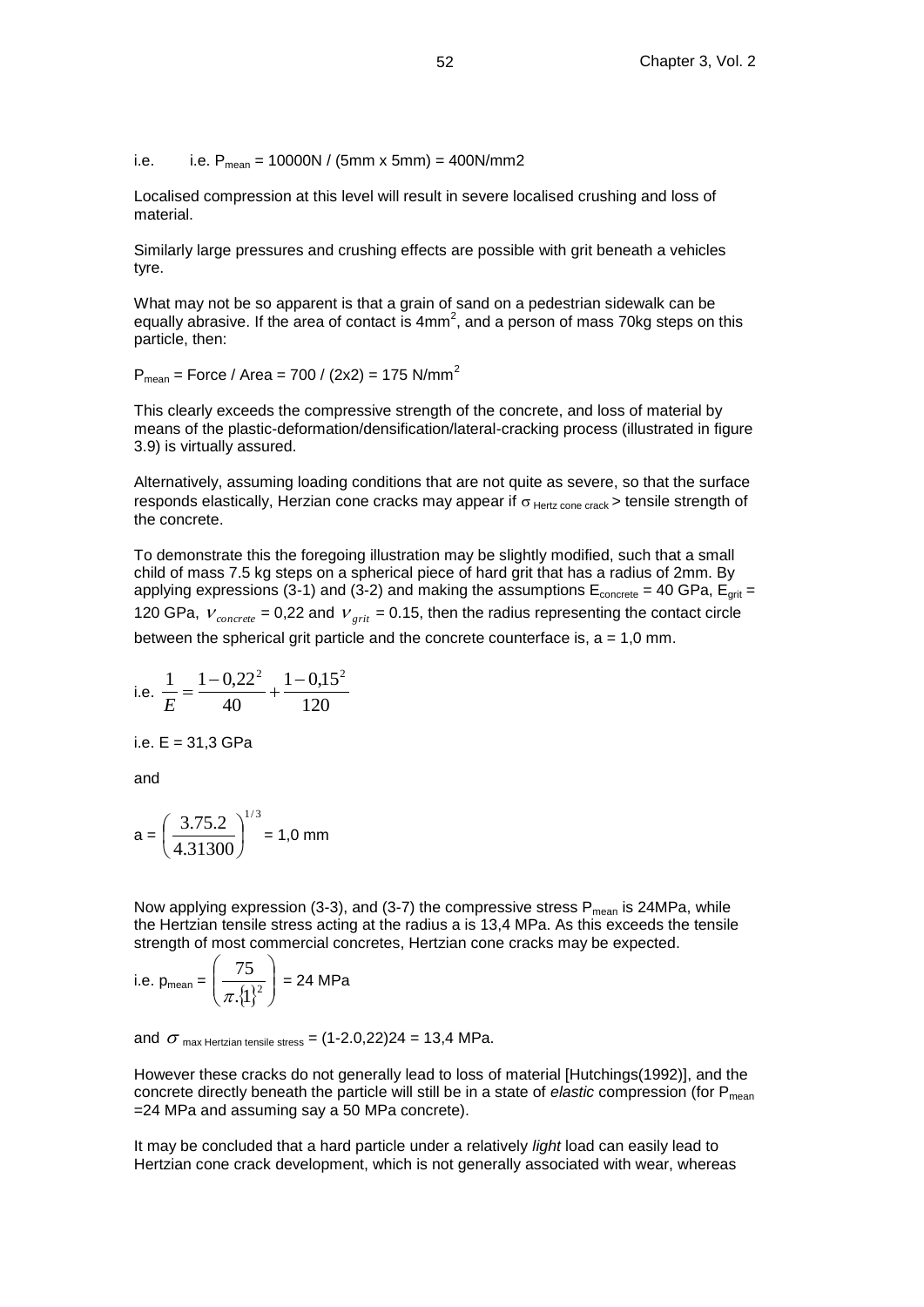i.e. i.e. $P_{mean}$ = 10000N / (5mm x 5mm) = 400N/mm2

Localised compression at this level will result in severe localised crushing and loss of material.

Similarly large pressures and crushing effects are possible with grit beneath a vehicles tyre.

What may not be so apparent is that a grain of sand on a pedestrian sidewalk can be equally abrasive. If the area of contact is 4mm$^2$, and a person of mass 70kg steps on this particle, then:

$P_{mean}$ = Force / Area = 700 / (2x2) = 175 N/mm$^2$

This clearly exceeds the compressive strength of the concrete, and loss of material by means of the plastic-deformation/densification/lateral-cracking process (illustrated in figure 3.9) is virtually assured.

Alternatively, assuming loading conditions that are not quite as severe, so that the surface responds elastically, Herzian cone cracks may appear if $\sigma_{\text{Hertz cone crack}}$ > tensile strength of the concrete.

To demonstrate this the foregoing illustration may be slightly modified, such that a small child of mass 7.5 kg steps on a spherical piece of hard grit that has a radius of 2mm. By applying expressions (3-1) and (3-2) and making the assumptions $E_{concrete}$ = 40 GPa, $E_{grit}$ = 120 GPa, $\nu_{concrete}$ = 0,22 and $\nu_{grit}$ = 0.15, then the radius representing the contact circle between the spherical grit particle and the concrete counterface is, a = 1,0 mm.

i.e. $\dfrac{1}{E} = \dfrac{1-0{,}22^2}{40} + \dfrac{1-0{,}15^2}{120}$

i.e. E = 31,3 GPa

and

a = $\left(\dfrac{3.75.2}{4.31300}\right)^{1/3}$ = 1,0 mm

Now applying expression (3-3), and (3-7) the compressive stress $P_{mean}$ is 24MPa, while the Hertzian tensile stress acting at the radius a is 13,4 MPa. As this exceeds the tensile strength of most commercial concretes, Hertzian cone cracks may be expected.

i.e. $p_{mean}$ = $\left(\dfrac{75}{\pi.\{1\}^2}\right)$ = 24 MPa

and $\sigma_{\text{max Hertzian tensile stress}}$ = (1-2.0,22)24 = 13,4 MPa.

However these cracks do not generally lead to loss of material [Hutchings(1992)], and the concrete directly beneath the particle will still be in a state of *elastic* compression (for $P_{mean}$ =24 MPa and assuming say a 50 MPa concrete).

It may be concluded that a hard particle under a relatively *light* load can easily lead to Hertzian cone crack development, which is not generally associated with wear, whereas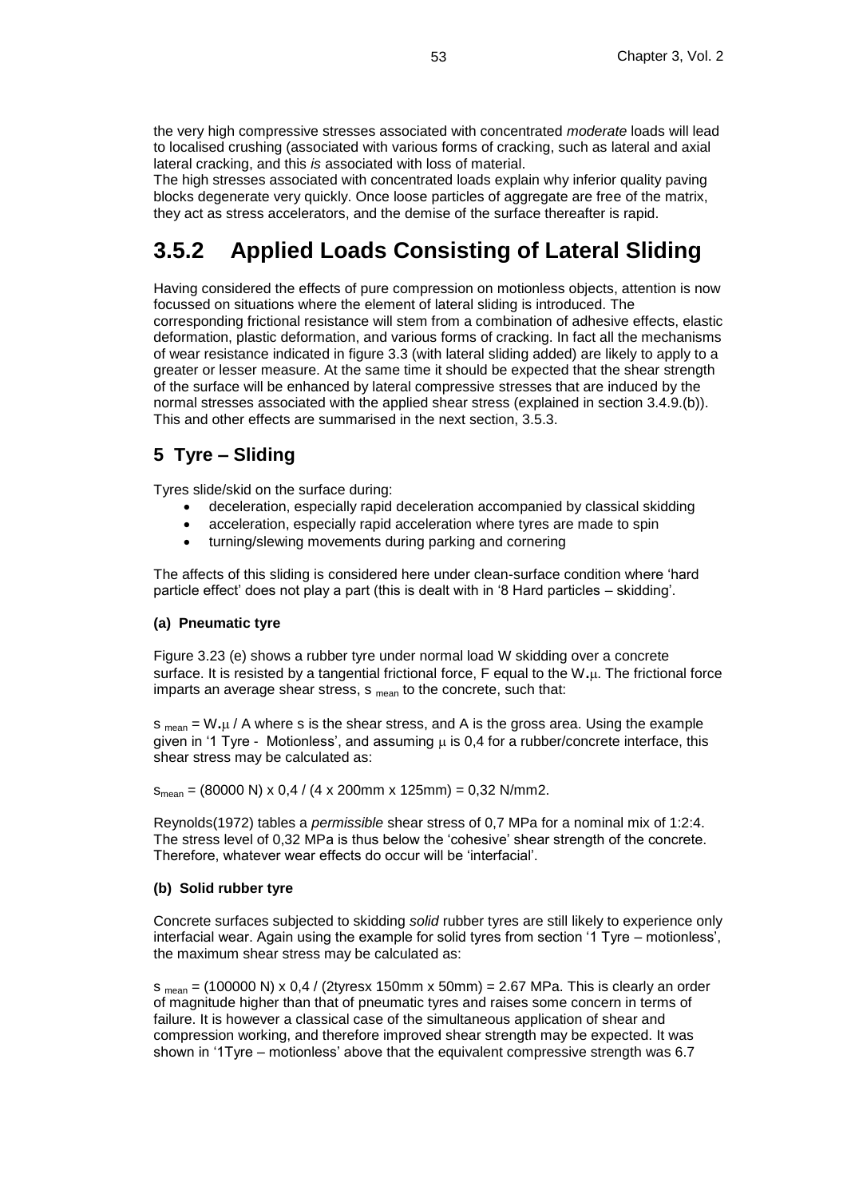the very high compressive stresses associated with concentrated *moderate* loads will lead to localised crushing (associated with various forms of cracking, such as lateral and axial lateral cracking, and this *is* associated with loss of material.

The high stresses associated with concentrated loads explain why inferior quality paving blocks degenerate very quickly. Once loose particles of aggregate are free of the matrix, they act as stress accelerators, and the demise of the surface thereafter is rapid.

## 3.5.2 Applied Loads Consisting of Lateral Sliding

Having considered the effects of pure compression on motionless objects, attention is now focussed on situations where the element of lateral sliding is introduced. The corresponding frictional resistance will stem from a combination of adhesive effects, elastic deformation, plastic deformation, and various forms of cracking. In fact all the mechanisms of wear resistance indicated in figure 3.3 (with lateral sliding added) are likely to apply to a greater or lesser measure. At the same time it should be expected that the shear strength of the surface will be enhanced by lateral compressive stresses that are induced by the normal stresses associated with the applied shear stress (explained in section 3.4.9.(b)). This and other effects are summarised in the next section, 3.5.3.

### 5 Tyre – Sliding

Tyres slide/skid on the surface during:

- deceleration, especially rapid deceleration accompanied by classical skidding
- acceleration, especially rapid acceleration where tyres are made to spin
- turning/slewing movements during parking and cornering

The affects of this sliding is considered here under clean-surface condition where 'hard particle effect' does not play a part (this is dealt with in '8 Hard particles – skidding'.

#### (a) Pneumatic tyre

Figure 3.23 (e) shows a rubber tyre under normal load W skidding over a concrete surface. It is resisted by a tangential frictional force, F equal to the $W.\mu$. The frictional force imparts an average shear stress, $s_{mean}$ to the concrete, such that:

$s_{mean} = W.\mu / A$ where s is the shear stress, and A is the gross area. Using the example given in '1 Tyre - Motionless', and assuming $\mu$ is 0,4 for a rubber/concrete interface, this shear stress may be calculated as:

$s_{mean}$ = (80000 N) x 0,4 / (4 x 200mm x 125mm) = 0,32 N/mm2.

Reynolds(1972) tables a *permissible* shear stress of 0,7 MPa for a nominal mix of 1:2:4. The stress level of 0,32 MPa is thus below the 'cohesive' shear strength of the concrete. Therefore, whatever wear effects do occur will be 'interfacial'.

#### (b) Solid rubber tyre

Concrete surfaces subjected to skidding *solid* rubber tyres are still likely to experience only interfacial wear. Again using the example for solid tyres from section '1 Tyre – motionless', the maximum shear stress may be calculated as:

$s_{mean}$ = (100000 N) x 0,4 / (2tyresx 150mm x 50mm) = 2.67 MPa. This is clearly an order of magnitude higher than that of pneumatic tyres and raises some concern in terms of failure. It is however a classical case of the simultaneous application of shear and compression working, and therefore improved shear strength may be expected. It was shown in '1Tyre – motionless' above that the equivalent compressive strength was 6.7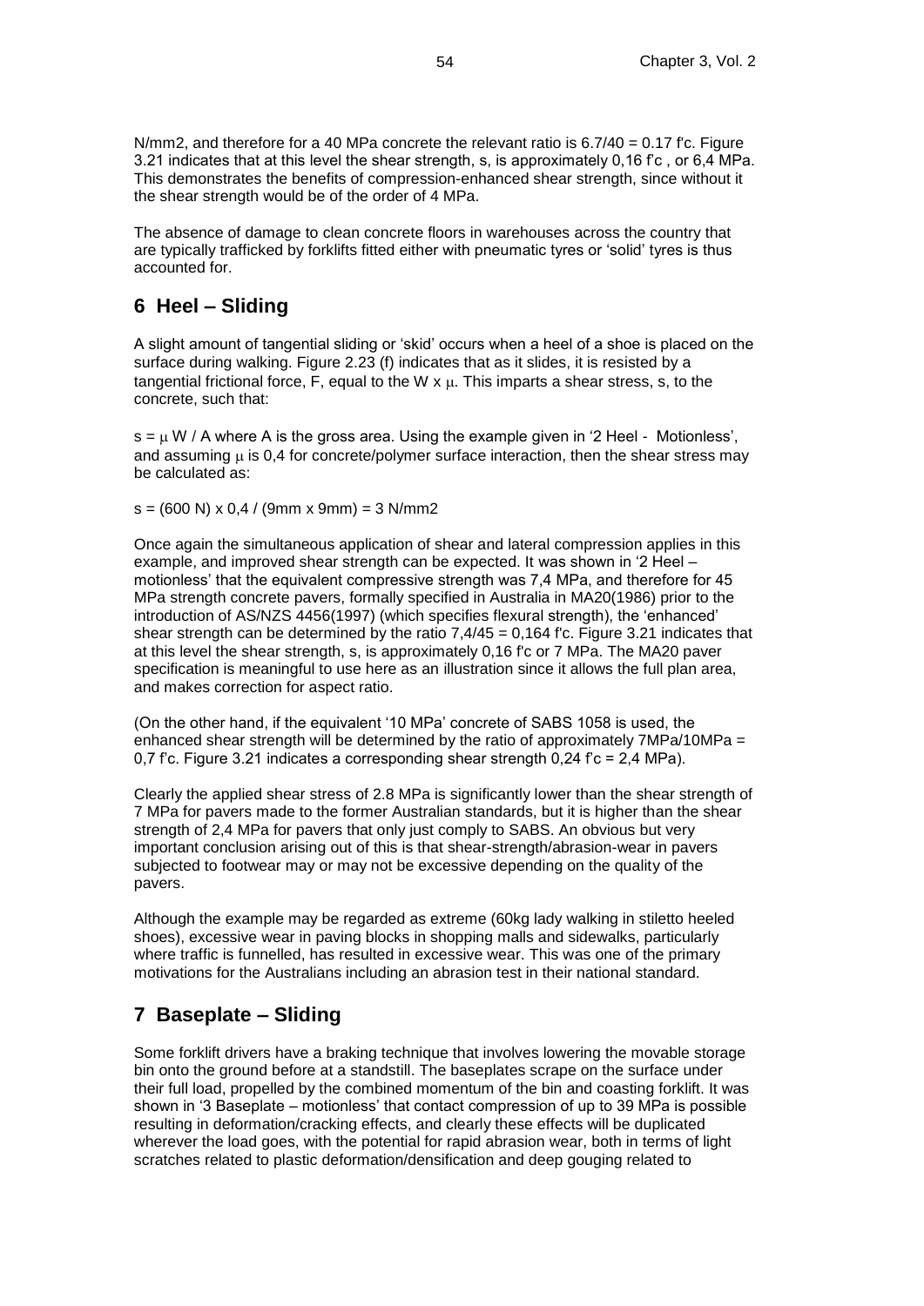N/mm2, and therefore for a 40 MPa concrete the relevant ratio is 6.7/40 = 0.17 f'c. Figure 3.21 indicates that at this level the shear strength, s, is approximately 0,16 f'c , or 6,4 MPa. This demonstrates the benefits of compression-enhanced shear strength, since without it the shear strength would be of the order of 4 MPa.

The absence of damage to clean concrete floors in warehouses across the country that are typically trafficked by forklifts fitted either with pneumatic tyres or 'solid' tyres is thus accounted for.

## 6 Heel – Sliding

A slight amount of tangential sliding or 'skid' occurs when a heel of a shoe is placed on the surface during walking. Figure 2.23 (f) indicates that as it slides, it is resisted by a tangential frictional force, F, equal to the W x $\mu$. This imparts a shear stress, s, to the concrete, such that:

$s = \mu W / A$ where A is the gross area. Using the example given in '2 Heel - Motionless', and assuming $\mu$ is 0,4 for concrete/polymer surface interaction, then the shear stress may be calculated as:

s = (600 N) x 0,4 / (9mm x 9mm) = 3 N/mm2

Once again the simultaneous application of shear and lateral compression applies in this example, and improved shear strength can be expected. It was shown in '2 Heel – motionless' that the equivalent compressive strength was 7,4 MPa, and therefore for 45 MPa strength concrete pavers, formally specified in Australia in MA20(1986) prior to the introduction of AS/NZS 4456(1997) (which specifies flexural strength), the 'enhanced' shear strength can be determined by the ratio 7,4/45 = 0,164 f'c. Figure 3.21 indicates that at this level the shear strength, s, is approximately 0,16 f'c or 7 MPa. The MA20 paver specification is meaningful to use here as an illustration since it allows the full plan area, and makes correction for aspect ratio.

(On the other hand, if the equivalent '10 MPa' concrete of SABS 1058 is used, the enhanced shear strength will be determined by the ratio of approximately 7MPa/10MPa = 0,7 f'c. Figure 3.21 indicates a corresponding shear strength 0,24 f'c = 2,4 MPa).

Clearly the applied shear stress of 2.8 MPa is significantly lower than the shear strength of 7 MPa for pavers made to the former Australian standards, but it is higher than the shear strength of 2,4 MPa for pavers that only just comply to SABS. An obvious but very important conclusion arising out of this is that shear-strength/abrasion-wear in pavers subjected to footwear may or may not be excessive depending on the quality of the pavers.

Although the example may be regarded as extreme (60kg lady walking in stiletto heeled shoes), excessive wear in paving blocks in shopping malls and sidewalks, particularly where traffic is funnelled, has resulted in excessive wear. This was one of the primary motivations for the Australians including an abrasion test in their national standard.

## 7 Baseplate – Sliding

Some forklift drivers have a braking technique that involves lowering the movable storage bin onto the ground before at a standstill. The baseplates scrape on the surface under their full load, propelled by the combined momentum of the bin and coasting forklift. It was shown in '3 Baseplate – motionless' that contact compression of up to 39 MPa is possible resulting in deformation/cracking effects, and clearly these effects will be duplicated wherever the load goes, with the potential for rapid abrasion wear, both in terms of light scratches related to plastic deformation/densification and deep gouging related to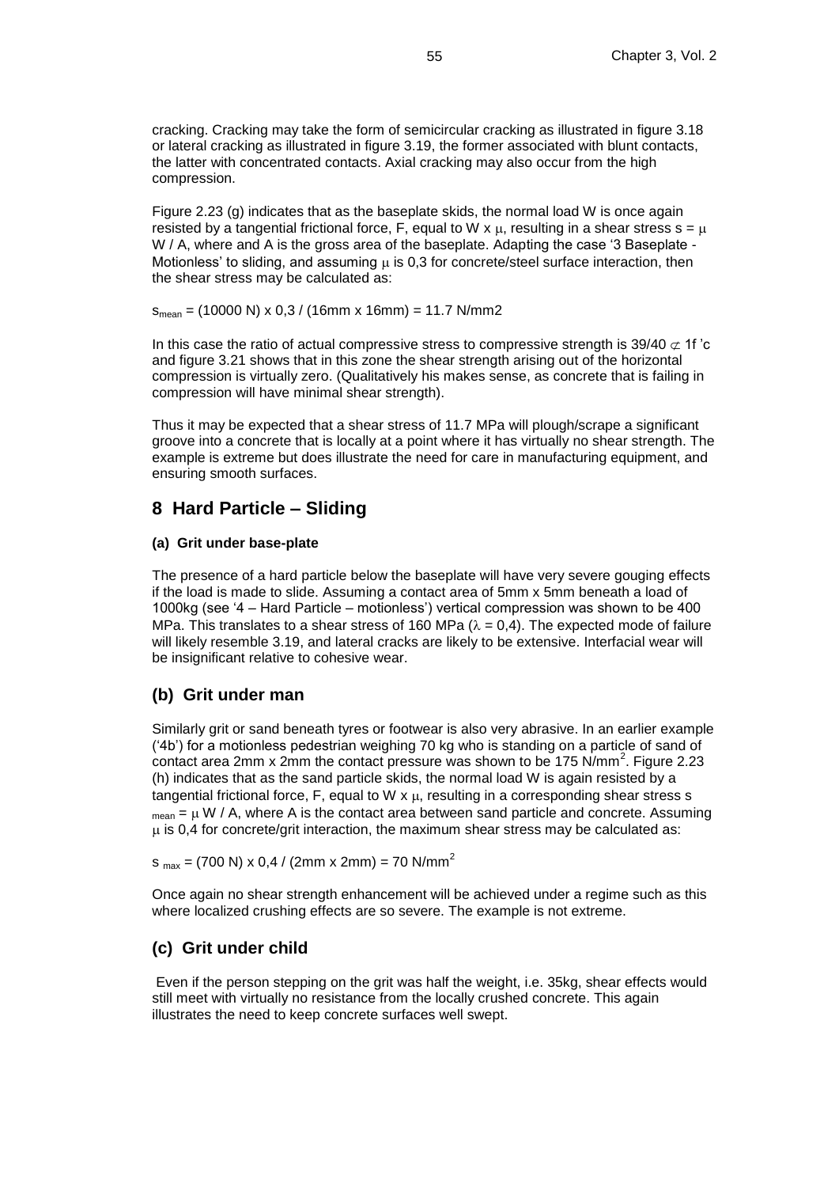cracking. Cracking may take the form of semicircular cracking as illustrated in figure 3.18 or lateral cracking as illustrated in figure 3.19, the former associated with blunt contacts, the latter with concentrated contacts. Axial cracking may also occur from the high compression.

Figure 2.23 (g) indicates that as the baseplate skids, the normal load W is once again resisted by a tangential frictional force, F, equal to W x $\mu$, resulting in a shear stress s = $\mu$ W / A, where and A is the gross area of the baseplate. Adapting the case '3 Baseplate - Motionless' to sliding, and assuming $\mu$ is 0,3 for concrete/steel surface interaction, then the shear stress may be calculated as:

$s_{mean}$ = (10000 N) x 0,3 / (16mm x 16mm) = 11.7 N/mm2

In this case the ratio of actual compressive stress to compressive strength is 39/40 $\not\subset$ 1f 'c and figure 3.21 shows that in this zone the shear strength arising out of the horizontal compression is virtually zero. (Qualitatively his makes sense, as concrete that is failing in compression will have minimal shear strength).

Thus it may be expected that a shear stress of 11.7 MPa will plough/scrape a significant groove into a concrete that is locally at a point where it has virtually no shear strength. The example is extreme but does illustrate the need for care in manufacturing equipment, and ensuring smooth surfaces.

## 8 Hard Particle – Sliding

#### (a) Grit under base-plate

The presence of a hard particle below the baseplate will have very severe gouging effects if the load is made to slide. Assuming a contact area of 5mm x 5mm beneath a load of 1000kg (see '4 – Hard Particle – motionless') vertical compression was shown to be 400 MPa. This translates to a shear stress of 160 MPa ($\lambda$ = 0,4). The expected mode of failure will likely resemble 3.19, and lateral cracks are likely to be extensive. Interfacial wear will be insignificant relative to cohesive wear.

### (b) Grit under man

Similarly grit or sand beneath tyres or footwear is also very abrasive. In an earlier example ('4b') for a motionless pedestrian weighing 70 kg who is standing on a particle of sand of contact area 2mm x 2mm the contact pressure was shown to be 175 N/mm$^2$. Figure 2.23 (h) indicates that as the sand particle skids, the normal load W is again resisted by a tangential frictional force, F, equal to W x $\mu$, resulting in a corresponding shear stress $s_{mean}$ = $\mu$ W / A, where A is the contact area between sand particle and concrete. Assuming $\mu$ is 0,4 for concrete/grit interaction, the maximum shear stress may be calculated as:

$s_{max}$ = (700 N) x 0,4 / (2mm x 2mm) = 70 N/mm$^2$

Once again no shear strength enhancement will be achieved under a regime such as this where localized crushing effects are so severe. The example is not extreme.

### (c) Grit under child

Even if the person stepping on the grit was half the weight, i.e. 35kg, shear effects would still meet with virtually no resistance from the locally crushed concrete. This again illustrates the need to keep concrete surfaces well swept.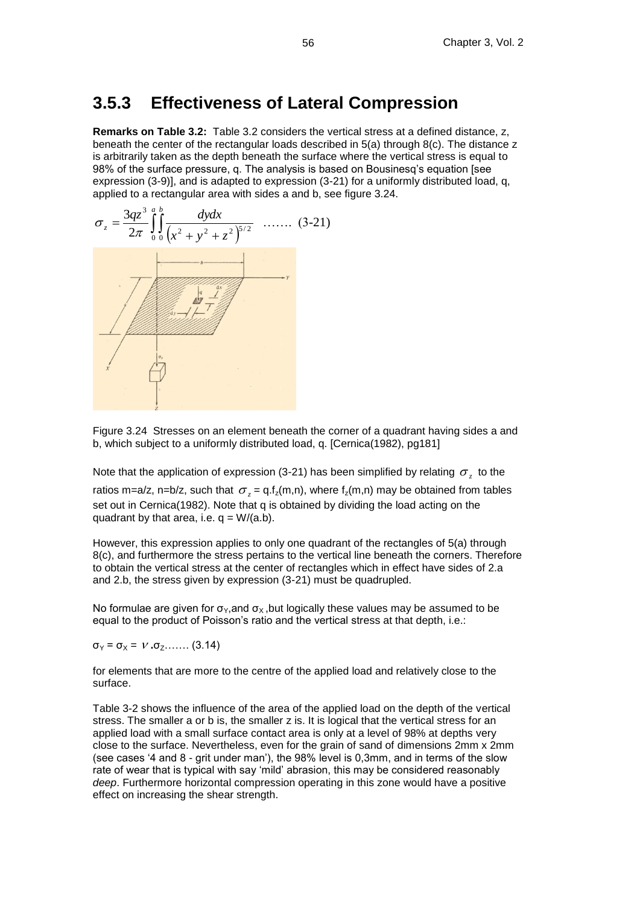## 3.5.3 Effectiveness of Lateral Compression

**Remarks on Table 3.2:** Table 3.2 considers the vertical stress at a defined distance, z, beneath the center of the rectangular loads described in 5(a) through 8(c). The distance z is arbitrarily taken as the depth beneath the surface where the vertical stress is equal to 98% of the surface pressure, q. The analysis is based on Bousinesq's equation [see expression (3-9)], and is adapted to expression (3-21) for a uniformly distributed load, q, applied to a rectangular area with sides a and b, see figure 3.24.

$$\sigma_z = \frac{3qz^3}{2\pi} \int_0^a \int_0^b \frac{dydx}{\left(x^2 + y^2 + z^2\right)^{5/2}} \quad \ldots\ldots \text{(3-21)}$$

Figure 3.24 Stresses on an element beneath the corner of a quadrant having sides a and b, which subject to a uniformly distributed load, q. [Cernica(1982), pg181]

Note that the application of expression (3-21) has been simplified by relating $\sigma_z$ to the ratios m=a/z, n=b/z, such that $\sigma_z = q.f_z(m,n)$, where $f_z(m,n)$ may be obtained from tables set out in Cernica(1982). Note that q is obtained by dividing the load acting on the quadrant by that area, i.e. q = W/(a.b).

However, this expression applies to only one quadrant of the rectangles of 5(a) through 8(c), and furthermore the stress pertains to the vertical line beneath the corners. Therefore to obtain the vertical stress at the center of rectangles which in effect have sides of 2.a and 2.b, the stress given by expression (3-21) must be quadrupled.

No formulae are given for $\sigma_Y$,and $\sigma_X$ ,but logically these values may be assumed to be equal to the product of Poisson's ratio and the vertical stress at that depth, i.e.:

$\sigma_Y = \sigma_X = \nu .\sigma_Z$....... (3.14)

for elements that are more to the centre of the applied load and relatively close to the surface.

Table 3-2 shows the influence of the area of the applied load on the depth of the vertical stress. The smaller a or b is, the smaller z is. It is logical that the vertical stress for an applied load with a small surface contact area is only at a level of 98% at depths very close to the surface. Nevertheless, even for the grain of sand of dimensions 2mm x 2mm (see cases '4 and 8 - grit under man'), the 98% level is 0,3mm, and in terms of the slow rate of wear that is typical with say 'mild' abrasion, this may be considered reasonably *deep*. Furthermore horizontal compression operating in this zone would have a positive effect on increasing the shear strength.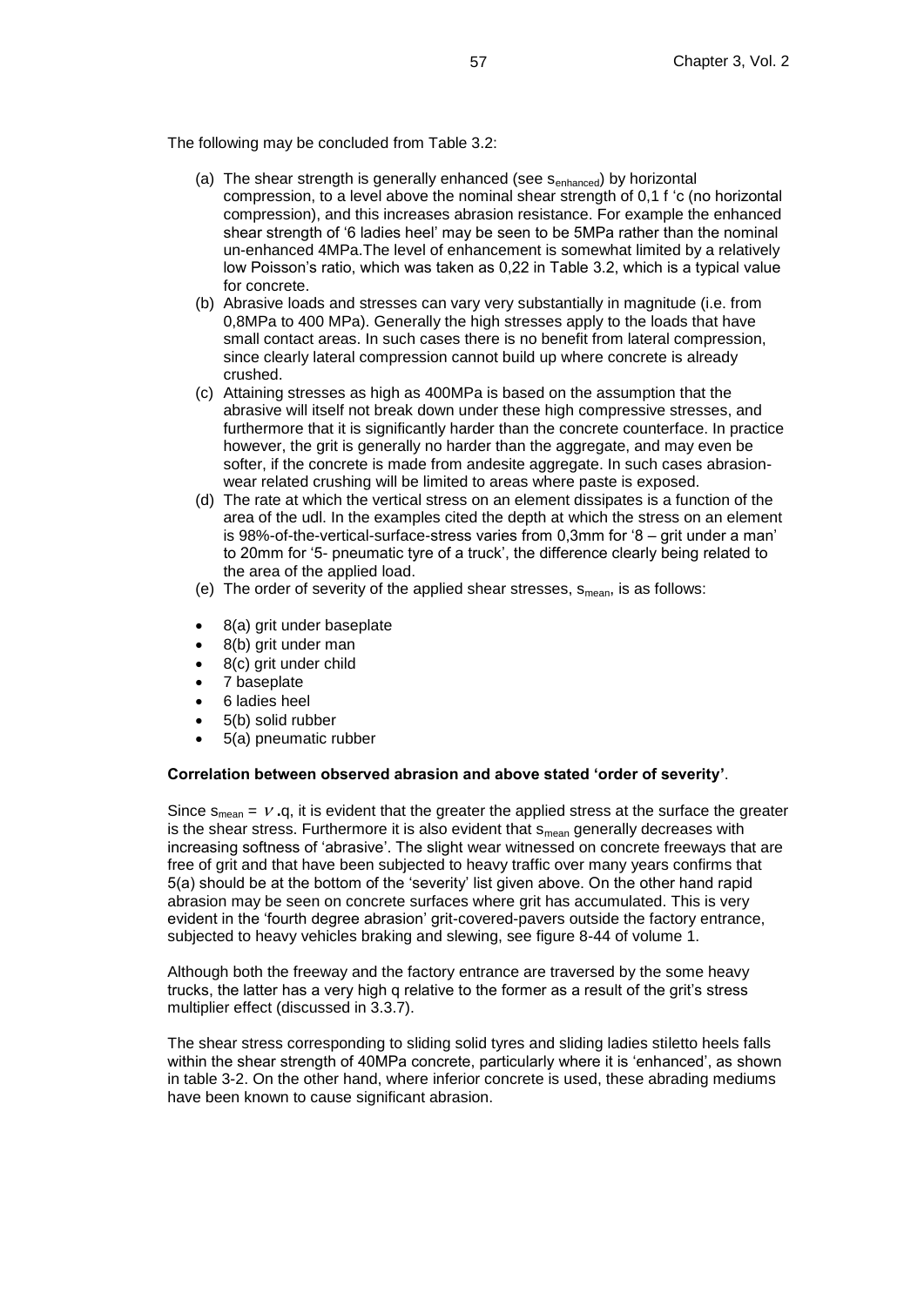The following may be concluded from Table 3.2:

(a) The shear strength is generally enhanced (see $s_{enhanced}$) by horizontal compression, to a level above the nominal shear strength of 0,1 f 'c (no horizontal compression), and this increases abrasion resistance. For example the enhanced shear strength of '6 ladies heel' may be seen to be 5MPa rather than the nominal un-enhanced 4MPa.The level of enhancement is somewhat limited by a relatively low Poisson's ratio, which was taken as 0,22 in Table 3.2, which is a typical value for concrete.
(b) Abrasive loads and stresses can vary very substantially in magnitude (i.e. from 0,8MPa to 400 MPa). Generally the high stresses apply to the loads that have small contact areas. In such cases there is no benefit from lateral compression, since clearly lateral compression cannot build up where concrete is already crushed.
(c) Attaining stresses as high as 400MPa is based on the assumption that the abrasive will itself not break down under these high compressive stresses, and furthermore that it is significantly harder than the concrete counterface. In practice however, the grit is generally no harder than the aggregate, and may even be softer, if the concrete is made from andesite aggregate. In such cases abrasion-wear related crushing will be limited to areas where paste is exposed.
(d) The rate at which the vertical stress on an element dissipates is a function of the area of the udl. In the examples cited the depth at which the stress on an element is 98%-of-the-vertical-surface-stress varies from 0,3mm for '8 – grit under a man' to 20mm for '5- pneumatic tyre of a truck', the difference clearly being related to the area of the applied load.
(e) The order of severity of the applied shear stresses, $s_{mean}$, is as follows:

- 8(a) grit under baseplate
- 8(b) grit under man
- 8(c) grit under child
- 7 baseplate
- 6 ladies heel
- 5(b) solid rubber
- 5(a) pneumatic rubber

**Correlation between observed abrasion and above stated 'order of severity'**.

Since $s_{mean} = \nu .q$, it is evident that the greater the applied stress at the surface the greater is the shear stress. Furthermore it is also evident that $s_{mean}$ generally decreases with increasing softness of 'abrasive'. The slight wear witnessed on concrete freeways that are free of grit and that have been subjected to heavy traffic over many years confirms that 5(a) should be at the bottom of the 'severity' list given above. On the other hand rapid abrasion may be seen on concrete surfaces where grit has accumulated. This is very evident in the 'fourth degree abrasion' grit-covered-pavers outside the factory entrance, subjected to heavy vehicles braking and slewing, see figure 8-44 of volume 1.

Although both the freeway and the factory entrance are traversed by the some heavy trucks, the latter has a very high q relative to the former as a result of the grit's stress multiplier effect (discussed in 3.3.7).

The shear stress corresponding to sliding solid tyres and sliding ladies stiletto heels falls within the shear strength of 40MPa concrete, particularly where it is 'enhanced', as shown in table 3-2. On the other hand, where inferior concrete is used, these abrading mediums have been known to cause significant abrasion.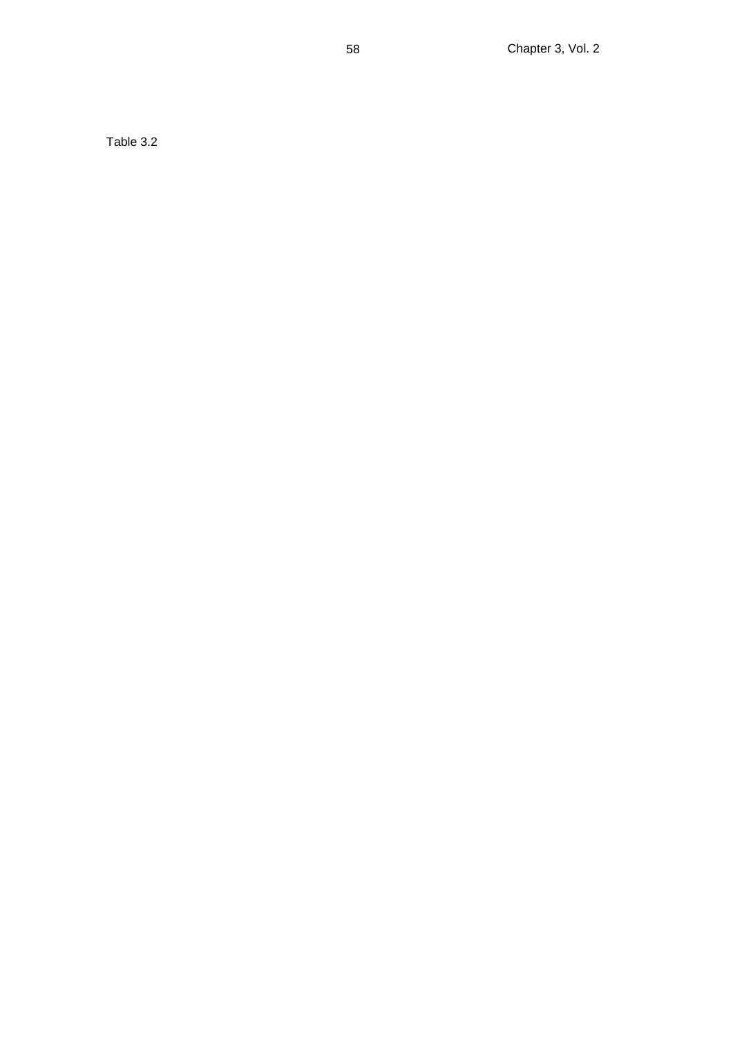Table 3.2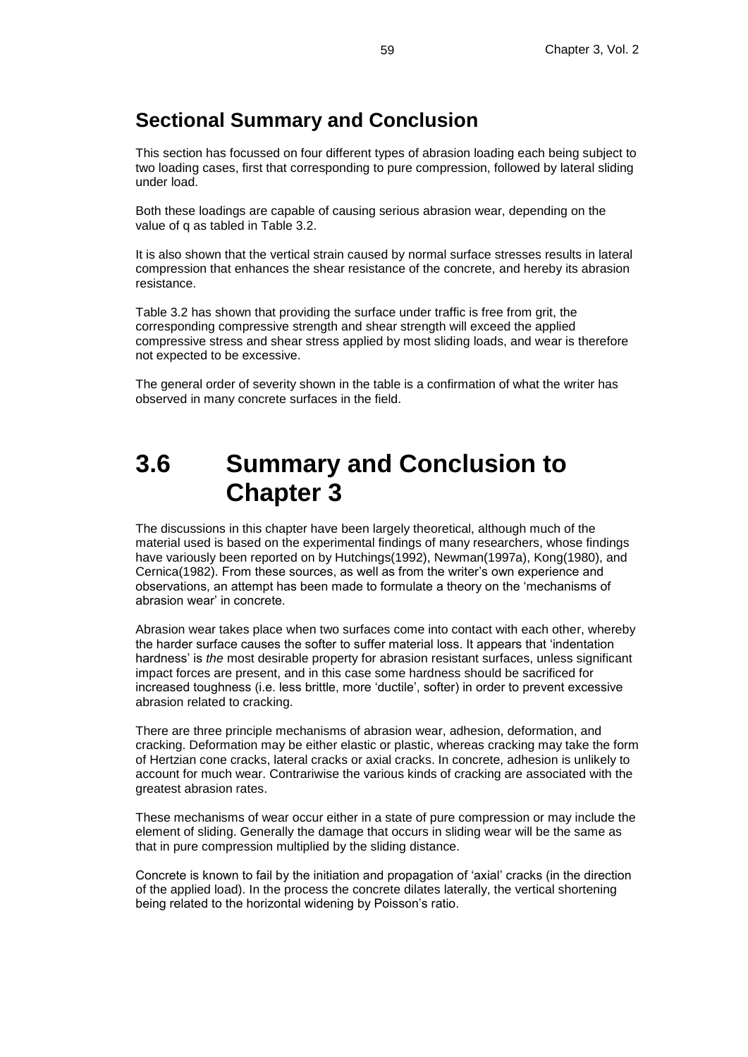## Sectional Summary and Conclusion

This section has focussed on four different types of abrasion loading each being subject to two loading cases, first that corresponding to pure compression, followed by lateral sliding under load.

Both these loadings are capable of causing serious abrasion wear, depending on the value of q as tabled in Table 3.2.

It is also shown that the vertical strain caused by normal surface stresses results in lateral compression that enhances the shear resistance of the concrete, and hereby its abrasion resistance.

Table 3.2 has shown that providing the surface under traffic is free from grit, the corresponding compressive strength and shear strength will exceed the applied compressive stress and shear stress applied by most sliding loads, and wear is therefore not expected to be excessive.

The general order of severity shown in the table is a confirmation of what the writer has observed in many concrete surfaces in the field.

# 3.6 Summary and Conclusion to Chapter 3

The discussions in this chapter have been largely theoretical, although much of the material used is based on the experimental findings of many researchers, whose findings have variously been reported on by Hutchings(1992), Newman(1997a), Kong(1980), and Cernica(1982). From these sources, as well as from the writer's own experience and observations, an attempt has been made to formulate a theory on the 'mechanisms of abrasion wear' in concrete.

Abrasion wear takes place when two surfaces come into contact with each other, whereby the harder surface causes the softer to suffer material loss. It appears that 'indentation hardness' is *the* most desirable property for abrasion resistant surfaces, unless significant impact forces are present, and in this case some hardness should be sacrificed for increased toughness (i.e. less brittle, more 'ductile', softer) in order to prevent excessive abrasion related to cracking.

There are three principle mechanisms of abrasion wear, adhesion, deformation, and cracking. Deformation may be either elastic or plastic, whereas cracking may take the form of Hertzian cone cracks, lateral cracks or axial cracks. In concrete, adhesion is unlikely to account for much wear. Contrariwise the various kinds of cracking are associated with the greatest abrasion rates.

These mechanisms of wear occur either in a state of pure compression or may include the element of sliding. Generally the damage that occurs in sliding wear will be the same as that in pure compression multiplied by the sliding distance.

Concrete is known to fail by the initiation and propagation of 'axial' cracks (in the direction of the applied load). In the process the concrete dilates laterally, the vertical shortening being related to the horizontal widening by Poisson's ratio.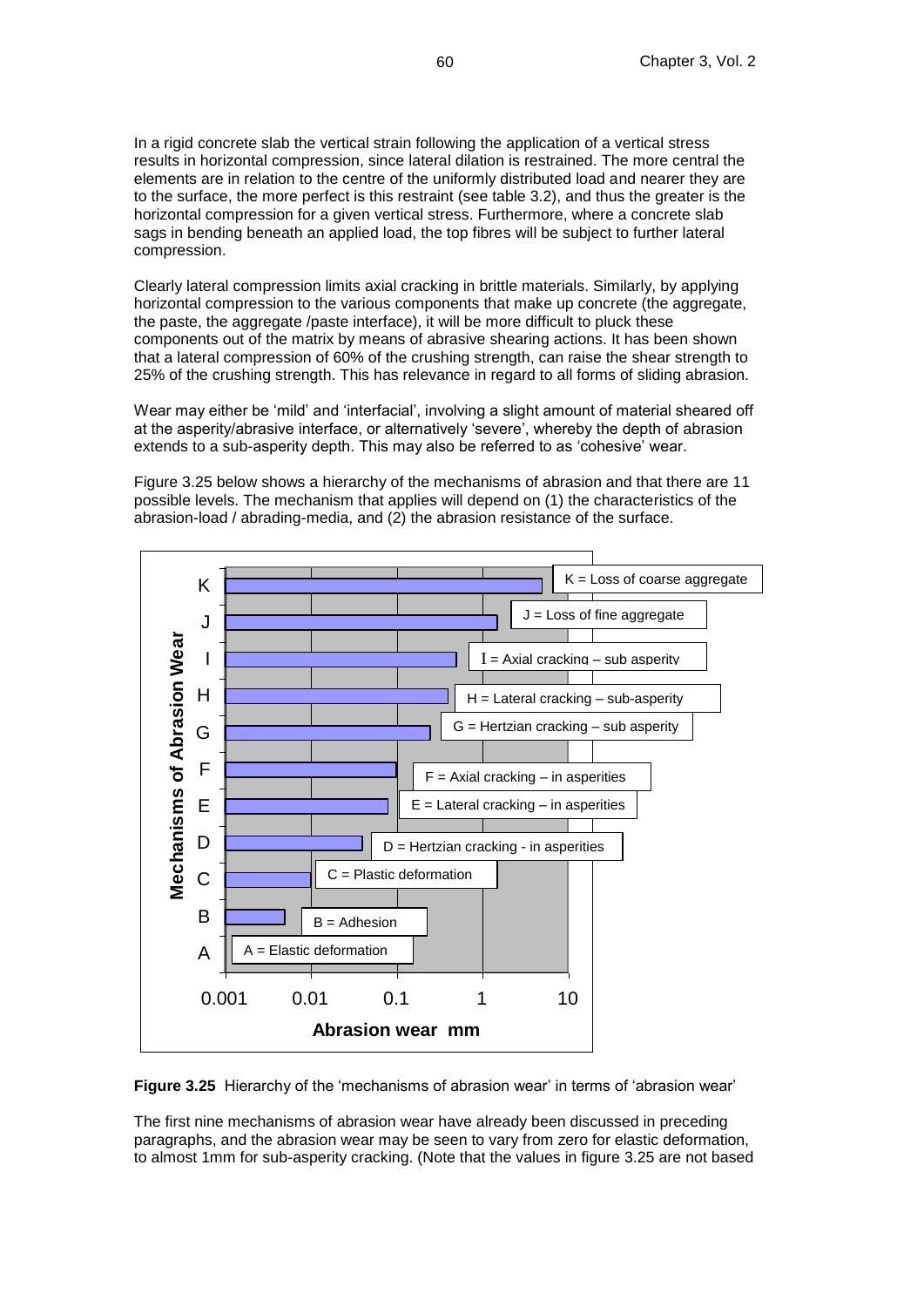In a rigid concrete slab the vertical strain following the application of a vertical stress results in horizontal compression, since lateral dilation is restrained. The more central the elements are in relation to the centre of the uniformly distributed load and nearer they are to the surface, the more perfect is this restraint (see table 3.2), and thus the greater is the horizontal compression for a given vertical stress. Furthermore, where a concrete slab sags in bending beneath an applied load, the top fibres will be subject to further lateral compression.

Clearly lateral compression limits axial cracking in brittle materials. Similarly, by applying horizontal compression to the various components that make up concrete (the aggregate, the paste, the aggregate /paste interface), it will be more difficult to pluck these components out of the matrix by means of abrasive shearing actions. It has been shown that a lateral compression of 60% of the crushing strength, can raise the shear strength to 25% of the crushing strength. This has relevance in regard to all forms of sliding abrasion.

Wear may either be 'mild' and 'interfacial', involving a slight amount of material sheared off at the asperity/abrasive interface, or alternatively 'severe', whereby the depth of abrasion extends to a sub-asperity depth. This may also be referred to as 'cohesive' wear.

Figure 3.25 below shows a hierarchy of the mechanisms of abrasion and that there are 11 possible levels. The mechanism that applies will depend on (1) the characteristics of the abrasion-load / abrading-media, and (2) the abrasion resistance of the surface.

Mechanisms of Abrasion Wear (vertical axis) vs. Abrasion wear mm (horizontal axis, log scale 0.001 – 10):

- K = Loss of coarse aggregate
- J = Loss of fine aggregate
- I = Axial cracking – sub asperity
- H = Lateral cracking – sub-asperity
- G = Hertzian cracking – sub asperity
- F = Axial cracking – in asperities
- E = Lateral cracking – in asperities
- D = Hertzian cracking - in asperities
- C = Plastic deformation
- B = Adhesion
- A = Elastic deformation

**Figure 3.25** Hierarchy of the 'mechanisms of abrasion wear' in terms of 'abrasion wear'

The first nine mechanisms of abrasion wear have already been discussed in preceding paragraphs, and the abrasion wear may be seen to vary from zero for elastic deformation, to almost 1mm for sub-asperity cracking. (Note that the values in figure 3.25 are not based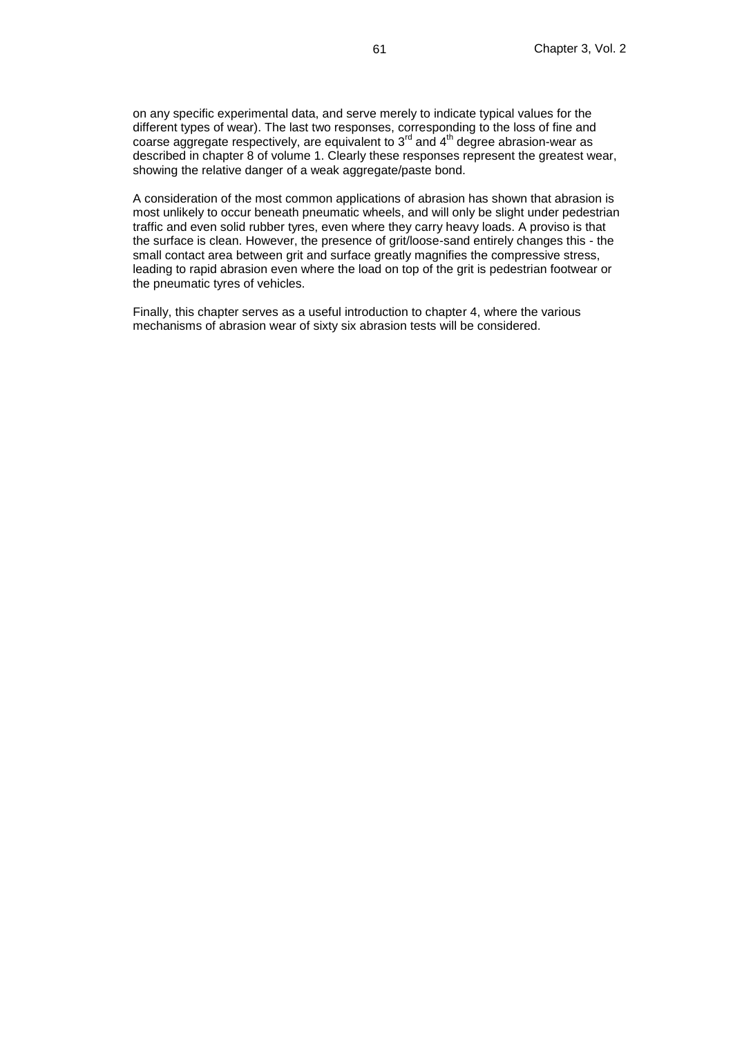on any specific experimental data, and serve merely to indicate typical values for the different types of wear). The last two responses, corresponding to the loss of fine and coarse aggregate respectively, are equivalent to 3rd and 4th degree abrasion-wear as described in chapter 8 of volume 1. Clearly these responses represent the greatest wear, showing the relative danger of a weak aggregate/paste bond.

A consideration of the most common applications of abrasion has shown that abrasion is most unlikely to occur beneath pneumatic wheels, and will only be slight under pedestrian traffic and even solid rubber tyres, even where they carry heavy loads. A proviso is that the surface is clean. However, the presence of grit/loose-sand entirely changes this - the small contact area between grit and surface greatly magnifies the compressive stress, leading to rapid abrasion even where the load on top of the grit is pedestrian footwear or the pneumatic tyres of vehicles.

Finally, this chapter serves as a useful introduction to chapter 4, where the various mechanisms of abrasion wear of sixty six abrasion tests will be considered.